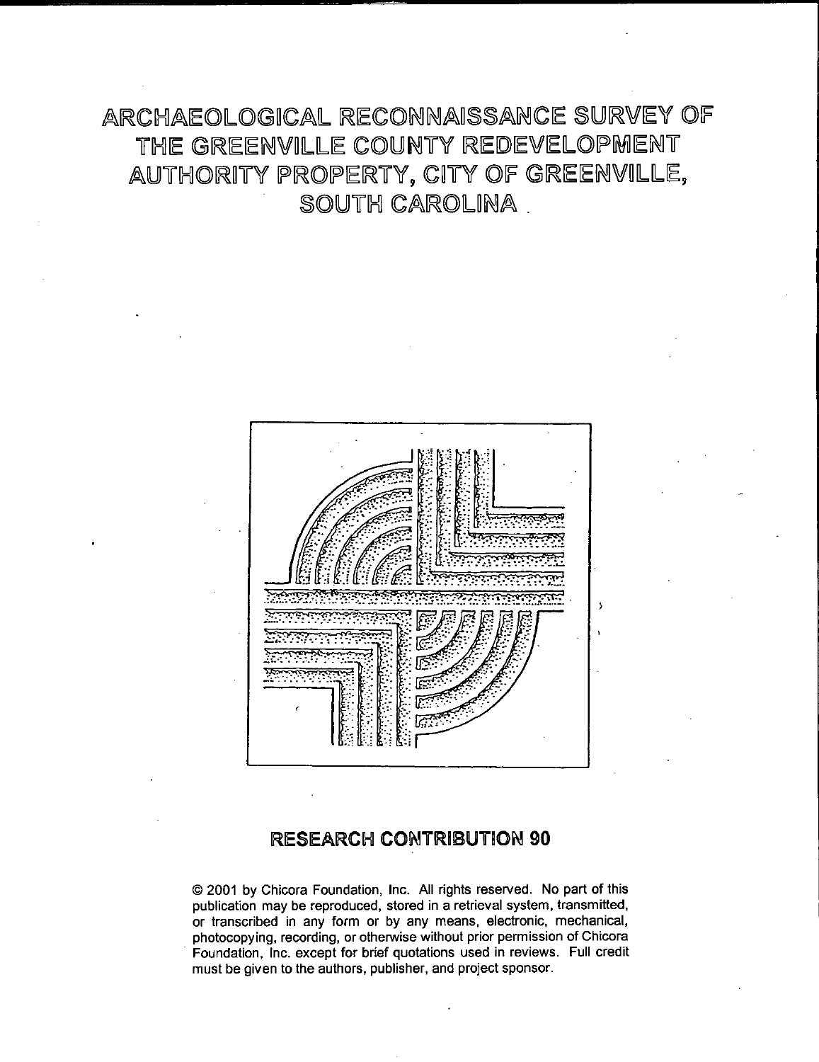# ARCHAEOLOGICAL RECONNAISSANCE SURVEY OF THE GREENVILLE COUNTY REDEVELOPMENT AUTHORITY PROPERTY, CITY OF GREENVILLE, SOUTH CAROLINA

## RESEARCH CONTRIBUTION 90

© 2001 by Chicora Foundation, Inc. All rights reserved. No part of this publication may be reproduced, stored in a retrieval system, transmitted, or transcribed in any form or by any means, electronic, mechanical, photocopying, recording, or otherwise without prior permission of Chicora Foundation, Inc. except for brief quotations used in reviews. Full credit must be given to the authors, publisher, and project sponsor.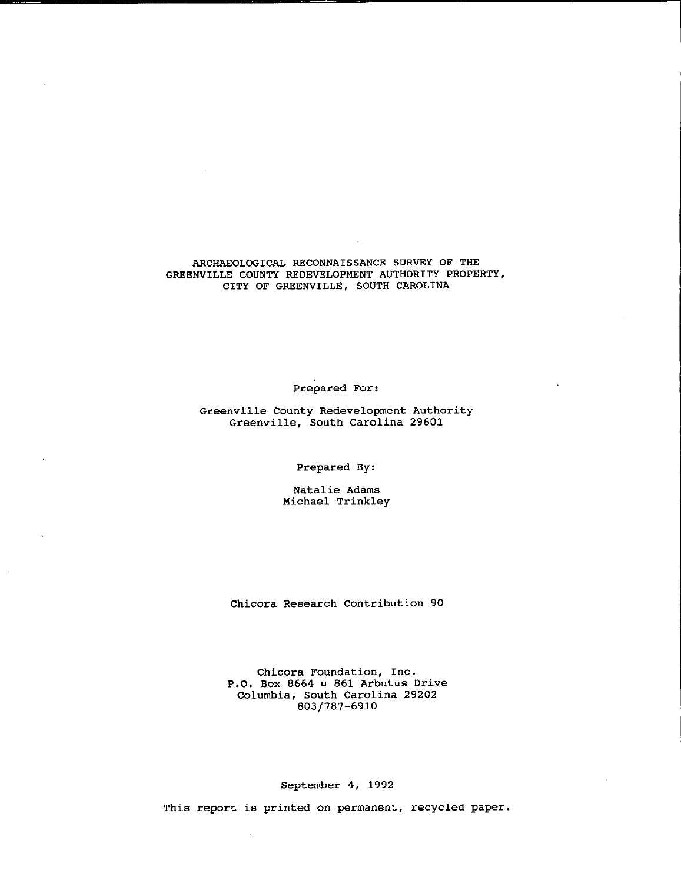# ARCHAEOLOGICAL RECONNAISSANCE SURVEY OF THE GREENVILLE COUNTY REDEVELOPMENT AUTHORITY PROPERTY, CITY OF GREENVILLE, SOUTH CAROLINA

Prepared For:

Greenville County Redevelopment Authority
Greenville, South Carolina 29601

Prepared By:

Natalie Adams
Michael Trinkley

Chicora Research Contribution 90

Chicora Foundation, Inc.
P.O. Box 8664 ▫ 861 Arbutus Drive
Columbia, South Carolina 29202
803/787-6910

September 4, 1992

This report is printed on permanent, recycled paper.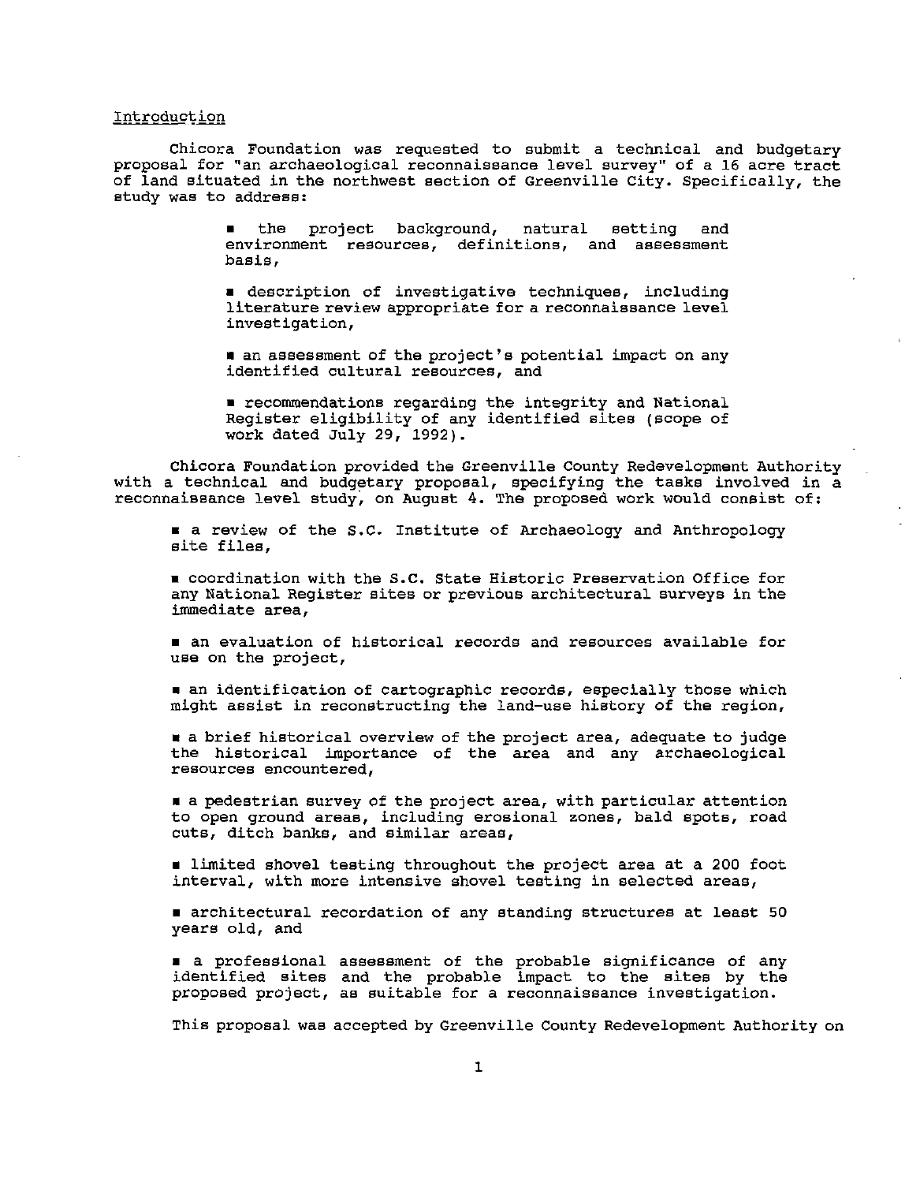## Introduction

Chicora Foundation was requested to submit a technical and budgetary proposal for "an archaeological reconnaissance level survey" of a 16 acre tract of land situated in the northwest section of Greenville City. Specifically, the study was to address:

> ■ the project background, natural setting and environment resources, definitions, and assessment basis,
>
> ■ description of investigative techniques, including literature review appropriate for a reconnaissance level investigation,
>
> ■ an assessment of the project's potential impact on any identified cultural resources, and
>
> ■ recommendations regarding the integrity and National Register eligibility of any identified sites (scope of work dated July 29, 1992).

Chicora Foundation provided the Greenville County Redevelopment Authority with a technical and budgetary proposal, specifying the tasks involved in a reconnaissance level study, on August 4. The proposed work would consist of:

- a review of the S.C. Institute of Archaeology and Anthropology site files,
- coordination with the S.C. State Historic Preservation Office for any National Register sites or previous architectural surveys in the immediate area,
- an evaluation of historical records and resources available for use on the project,
- an identification of cartographic records, especially those which might assist in reconstructing the land-use history of the region,
- a brief historical overview of the project area, adequate to judge the historical importance of the area and any archaeological resources encountered,
- a pedestrian survey of the project area, with particular attention to open ground areas, including erosional zones, bald spots, road cuts, ditch banks, and similar areas,
- limited shovel testing throughout the project area at a 200 foot interval, with more intensive shovel testing in selected areas,
- architectural recordation of any standing structures at least 50 years old, and
- a professional assessment of the probable significance of any identified sites and the probable impact to the sites by the proposed project, as suitable for a reconnaissance investigation.

This proposal was accepted by Greenville County Redevelopment Authority on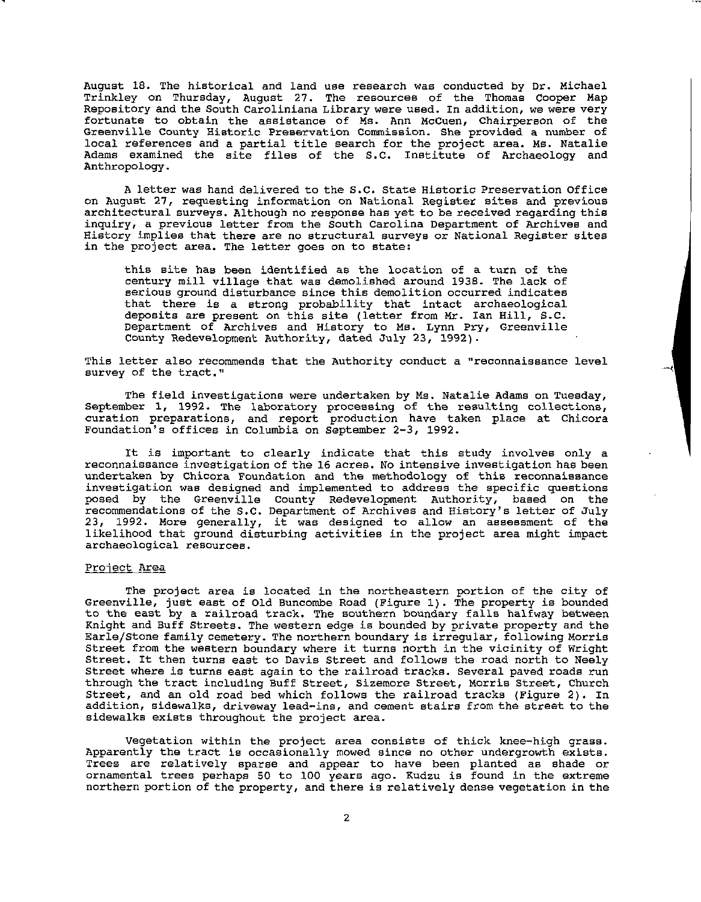August 18. The historical and land use research was conducted by Dr. Michael Trinkley on Thursday, August 27. The resources of the Thomas Cooper Map Repository and the South Caroliniana Library were used. In addition, we were very fortunate to obtain the assistance of Ms. Ann McCuen, Chairperson of the Greenville County Historic Preservation Commission. She provided a number of local references and a partial title search for the project area. Ms. Natalie Adams examined the site files of the S.C. Institute of Archaeology and Anthropology.

A letter was hand delivered to the S.C. State Historic Preservation Office on August 27, requesting information on National Register sites and previous architectural surveys. Although no response has yet to be received regarding this inquiry, a previous letter from the South Carolina Department of Archives and History implies that there are no structural surveys or National Register sites in the project area. The letter goes on to state:

> this site has been identified as the location of a turn of the century mill village that was demolished around 1938. The lack of serious ground disturbance since this demolition occurred indicates that there is a strong probability that intact archaeological deposits are present on this site (letter from Mr. Ian Hill, S.C. Department of Archives and History to Ms. Lynn Pry, Greenville County Redevelopment Authority, dated July 23, 1992).

This letter also recommends that the Authority conduct a "reconnaissance level survey of the tract."

The field investigations were undertaken by Ms. Natalie Adams on Tuesday, September 1, 1992. The laboratory processing of the resulting collections, curation preparations, and report production have taken place at Chicora Foundation's offices in Columbia on September 2-3, 1992.

It is important to clearly indicate that this study involves only a reconnaissance investigation of the 16 acres. No intensive investigation has been undertaken by Chicora Foundation and the methodology of this reconnaissance investigation was designed and implemented to address the specific questions posed by the Greenville County Redevelopment Authority, based on the recommendations of the S.C. Department of Archives and History's letter of July 23, 1992. More generally, it was designed to allow an assessment of the likelihood that ground disturbing activities in the project area might impact archaeological resources.

## Project Area

The project area is located in the northeastern portion of the city of Greenville, just east of Old Buncombe Road (Figure 1). The property is bounded to the east by a railroad track. The southern boundary falls halfway between Knight and Buff Streets. The western edge is bounded by private property and the Earle/Stone family cemetery. The northern boundary is irregular, following Morris Street from the western boundary where it turns north in the vicinity of Wright Street. It then turns east to Davis Street and follows the road north to Neely Street where is turns east again to the railroad tracks. Several paved roads run through the tract including Buff Street, Sizemore Street, Morris Street, Church Street, and an old road bed which follows the railroad tracks (Figure 2). In addition, sidewalks, driveway lead-ins, and cement stairs from the street to the sidewalks exists throughout the project area.

Vegetation within the project area consists of thick knee-high grass. Apparently the tract is occasionally mowed since no other undergrowth exists. Trees are relatively sparse and appear to have been planted as shade or ornamental trees perhaps 50 to 100 years ago. Kudzu is found in the extreme northern portion of the property, and there is relatively dense vegetation in the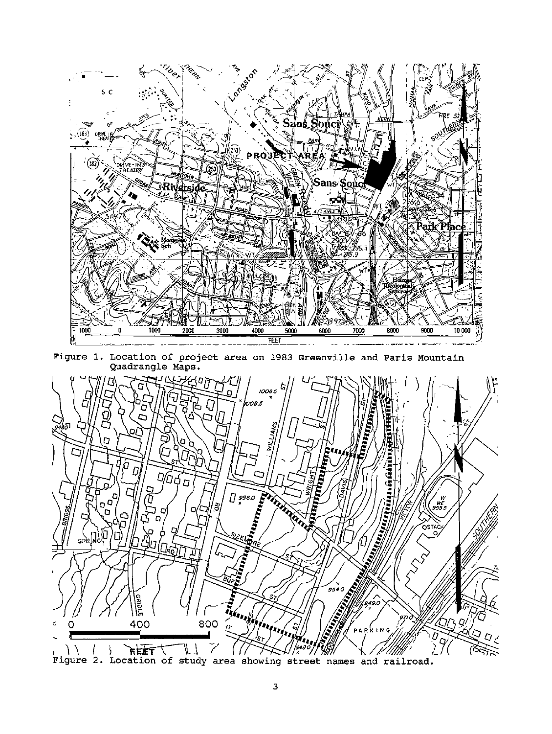Figure 1. Location of project area on 1983 Greenville and Paris Mountain Quadrangle Maps.

Figure 2. Location of study area showing street names and railroad.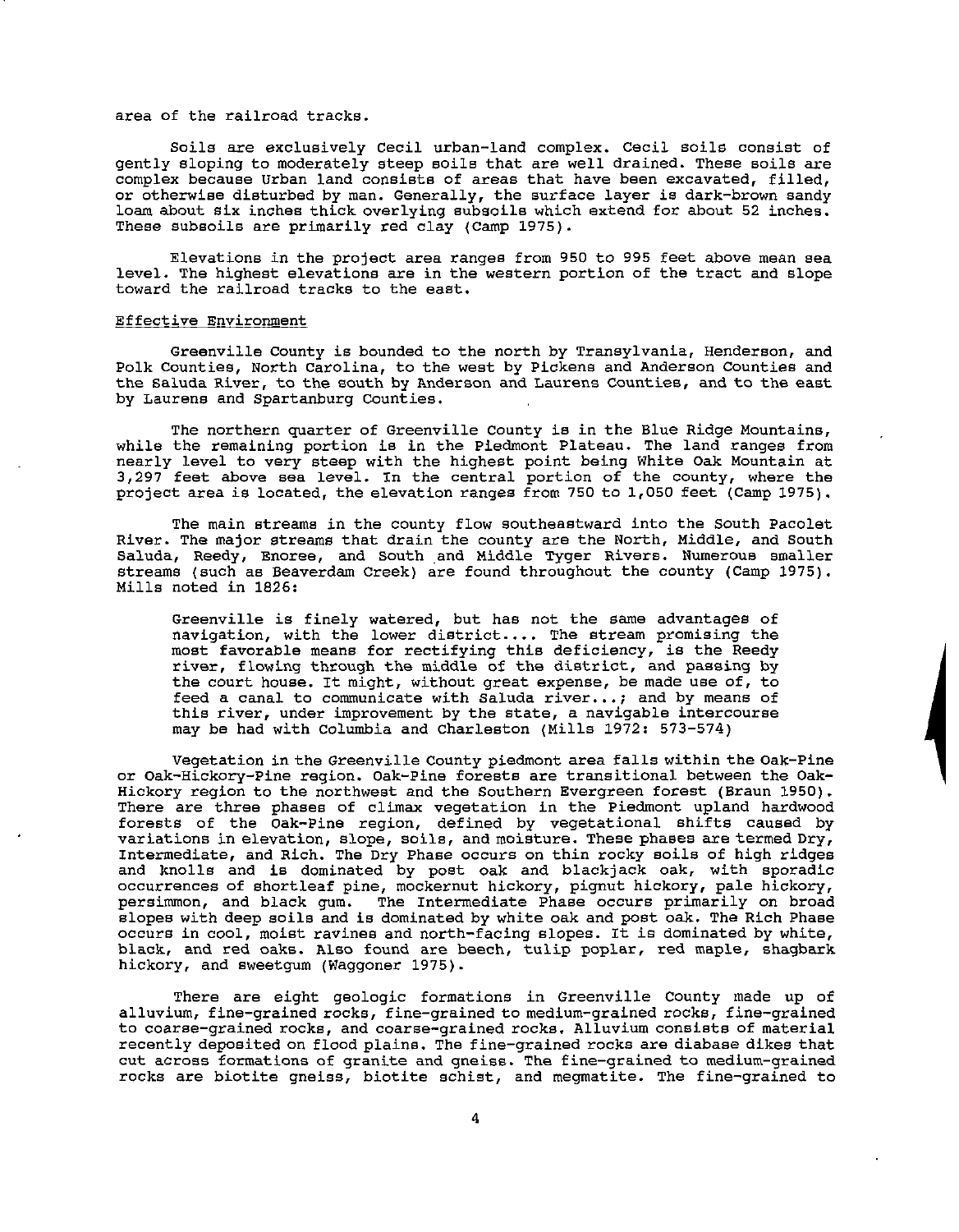area of the railroad tracks.

Soils are exclusively Cecil urban-land complex. Cecil soils consist of gently sloping to moderately steep soils that are well drained. These soils are complex because Urban land consists of areas that have been excavated, filled, or otherwise disturbed by man. Generally, the surface layer is dark-brown sandy loam about six inches thick overlying subsoils which extend for about 52 inches. These subsoils are primarily red clay (Camp 1975).

Elevations in the project area ranges from 950 to 995 feet above mean sea level. The highest elevations are in the western portion of the tract and slope toward the railroad tracks to the east.

## Effective Environment

Greenville County is bounded to the north by Transylvania, Henderson, and Polk Counties, North Carolina, to the west by Pickens and Anderson Counties and the Saluda River, to the south by Anderson and Laurens Counties, and to the east by Laurens and Spartanburg Counties.

The northern quarter of Greenville County is in the Blue Ridge Mountains, while the remaining portion is in the Piedmont Plateau. The land ranges from nearly level to very steep with the highest point being White Oak Mountain at 3,297 feet above sea level. In the central portion of the county, where the project area is located, the elevation ranges from 750 to 1,050 feet (Camp 1975).

The main streams in the county flow southeastward into the South Pacolet River. The major streams that drain the county are the North, Middle, and South Saluda, Reedy, Enoree, and South and Middle Tyger Rivers. Numerous smaller streams (such as Beaverdam Creek) are found throughout the county (Camp 1975). Mills noted in 1826:

> Greenville is finely watered, but has not the same advantages of navigation, with the lower district.... The stream promising the most favorable means for rectifying this deficiency, is the Reedy river, flowing through the middle of the district, and passing by the court house. It might, without great expense, be made use of, to feed a canal to communicate with Saluda river...; and by means of this river, under improvement by the state, a navigable intercourse may be had with Columbia and Charleston (Mills 1972: 573-574)

Vegetation in the Greenville County piedmont area falls within the Oak-Pine or Oak-Hickory-Pine region. Oak-Pine forests are transitional between the Oak-Hickory region to the northwest and the Southern Evergreen forest (Braun 1950). There are three phases of climax vegetation in the Piedmont upland hardwood forests of the Oak-Pine region, defined by vegetational shifts caused by variations in elevation, slope, soils, and moisture. These phases are termed Dry, Intermediate, and Rich. The Dry Phase occurs on thin rocky soils of high ridges and knolls and is dominated by post oak and blackjack oak, with sporadic occurrences of shortleaf pine, mockernut hickory, pignut hickory, pale hickory, persimmon, and black gum. The Intermediate Phase occurs primarily on broad slopes with deep soils and is dominated by white oak and post oak. The Rich Phase occurs in cool, moist ravines and north-facing slopes. It is dominated by white, black, and red oaks. Also found are beech, tulip poplar, red maple, shagbark hickory, and sweetgum (Waggoner 1975).

There are eight geologic formations in Greenville County made up of alluvium, fine-grained rocks, fine-grained to medium-grained rocks, fine-grained to coarse-grained rocks, and coarse-grained rocks. Alluvium consists of material recently deposited on flood plains. The fine-grained rocks are diabase dikes that cut across formations of granite and gneiss. The fine-grained to medium-grained rocks are biotite gneiss, biotite schist, and megmatite. The fine-grained to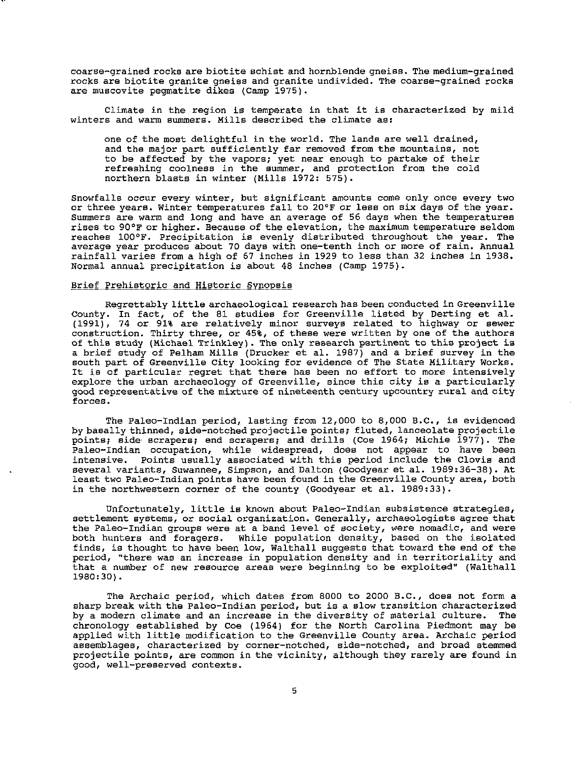coarse-grained rocks are biotite schist and hornblende gneiss. The medium-grained rocks are biotite granite gneiss and granite undivided. The coarse-grained rocks are muscovite pegmatite dikes (Camp 1975).

Climate in the region is temperate in that it is characterized by mild winters and warm summers. Mills described the climate as:

> one of the most delightful in the world. The lands are well drained, and the major part sufficiently far removed from the mountains, not to be affected by the vapors; yet near enough to partake of their refreshing coolness in the summer, and protection from the cold northern blasts in winter (Mills 1972: 575).

Snowfalls occur every winter, but significant amounts come only once every two or three years. Winter temperatures fall to 20°F or less on six days of the year. Summers are warm and long and have an average of 56 days when the temperatures rises to 90°F or higher. Because of the elevation, the maximum temperature seldom reaches 100°F. Precipitation is evenly distributed throughout the year. The average year produces about 70 days with one-tenth inch or more of rain. Annual rainfall varies from a high of 67 inches in 1929 to less than 32 inches in 1938. Normal annual precipitation is about 48 inches (Camp 1975).

## Brief Prehistoric and Historic Synopsis

Regrettably little archaeological research has been conducted in Greenville County. In fact, of the 81 studies for Greenville listed by Derting et al. (1991), 74 or 91% are relatively minor surveys related to highway or sewer construction. Thirty three, or 45%, of these were written by one of the authors of this study (Michael Trinkley). The only research pertinent to this project is a brief study of Pelham Mills (Drucker et al. 1987) and a brief survey in the south part of Greenville City looking for evidence of The State Military Works. It is of particular regret that there has been no effort to more intensively explore the urban archaeology of Greenville, since this city is a particularly good representative of the mixture of nineteenth century upcountry rural and city forces.

The Paleo-Indian period, lasting from 12,000 to 8,000 B.C., is evidenced by basally thinned, side-notched projectile points; fluted, lanceolate projectile points; side scrapers; end scrapers; and drills (Coe 1964; Michie 1977). The Paleo-Indian occupation, while widespread, does not appear to have been intensive. Points usually associated with this period include the Clovis and several variants, Suwannee, Simpson, and Dalton (Goodyear et al. 1989:36-38). At least two Paleo-Indian points have been found in the Greenville County area, both in the northwestern corner of the county (Goodyear et al. 1989:33).

Unfortunately, little is known about Paleo-Indian subsistence strategies, settlement systems, or social organization. Generally, archaeologists agree that the Paleo-Indian groups were at a band level of society, were nomadic, and were both hunters and foragers. While population density, based on the isolated finds, is thought to have been low, Walthall suggests that toward the end of the period, "there was an increase in population density and in territoriality and that a number of new resource areas were beginning to be exploited" (Walthall 1980:30).

The Archaic period, which dates from 8000 to 2000 B.C., does not form a sharp break with the Paleo-Indian period, but is a slow transition characterized by a modern climate and an increase in the diversity of material culture. The chronology established by Coe (1964) for the North Carolina Piedmont may be applied with little modification to the Greenville County area. Archaic period assemblages, characterized by corner-notched, side-notched, and broad stemmed projectile points, are common in the vicinity, although they rarely are found in good, well-preserved contexts.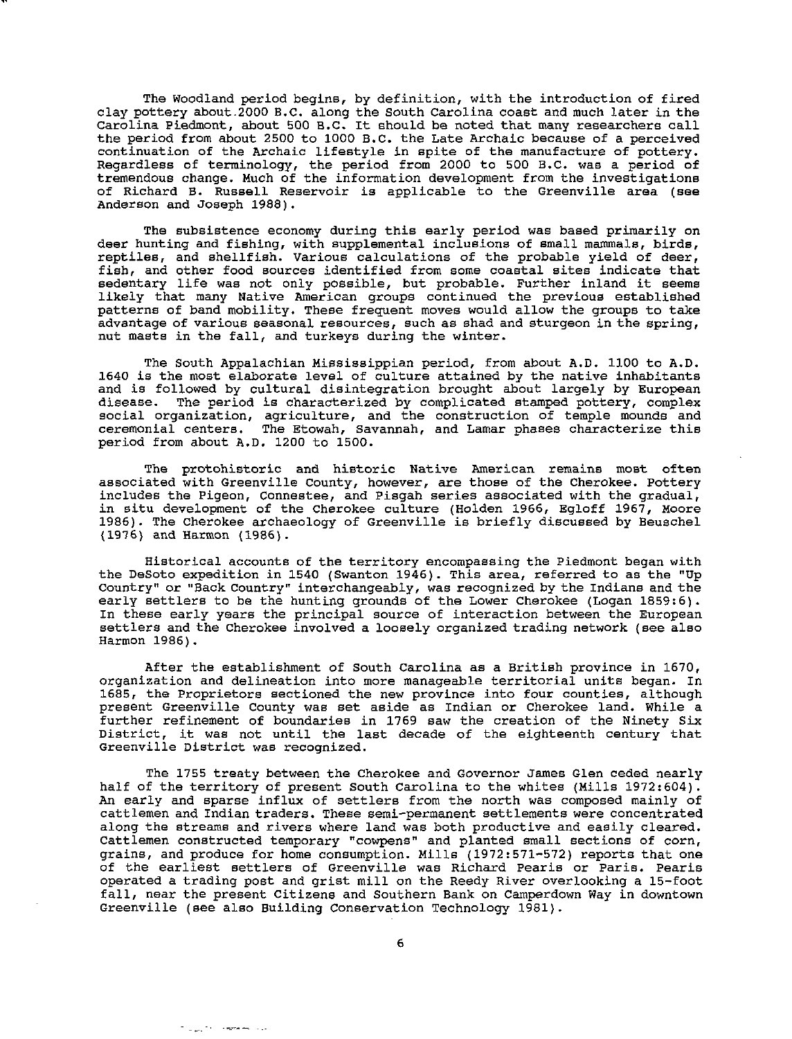The Woodland period begins, by definition, with the introduction of fired clay pottery about 2000 B.C. along the South Carolina coast and much later in the Carolina Piedmont, about 500 B.C. It should be noted that many researchers call the period from about 2500 to 1000 B.C. the Late Archaic because of a perceived continuation of the Archaic lifestyle in spite of the manufacture of pottery. Regardless of terminology, the period from 2000 to 500 B.C. was a period of tremendous change. Much of the information development from the investigations of Richard B. Russell Reservoir is applicable to the Greenville area (see Anderson and Joseph 1988).

The subsistence economy during this early period was based primarily on deer hunting and fishing, with supplemental inclusions of small mammals, birds, reptiles, and shellfish. Various calculations of the probable yield of deer, fish, and other food sources identified from some coastal sites indicate that sedentary life was not only possible, but probable. Further inland it seems likely that many Native American groups continued the previous established patterns of band mobility. These frequent moves would allow the groups to take advantage of various seasonal resources, such as shad and sturgeon in the spring, nut masts in the fall, and turkeys during the winter.

The South Appalachian Mississippian period, from about A.D. 1100 to A.D. 1640 is the most elaborate level of culture attained by the native inhabitants and is followed by cultural disintegration brought about largely by European disease. The period is characterized by complicated stamped pottery, complex social organization, agriculture, and the construction of temple mounds and ceremonial centers. The Etowah, Savannah, and Lamar phases characterize this period from about A.D. 1200 to 1500.

The protohistoric and historic Native American remains most often associated with Greenville County, however, are those of the Cherokee. Pottery includes the Pigeon, Connestee, and Pisgah series associated with the gradual, in situ development of the Cherokee culture (Holden 1966, Egloff 1967, Moore 1986). The Cherokee archaeology of Greenville is briefly discussed by Beuschel (1976) and Harmon (1986).

Historical accounts of the territory encompassing the Piedmont began with the DeSoto expedition in 1540 (Swanton 1946). This area, referred to as the "Up Country" or "Back Country" interchangeably, was recognized by the Indians and the early settlers to be the hunting grounds of the Lower Cherokee (Logan 1859:6). In these early years the principal source of interaction between the European settlers and the Cherokee involved a loosely organized trading network (see also Harmon 1986).

After the establishment of South Carolina as a British province in 1670, organization and delineation into more manageable territorial units began. In 1685, the Proprietors sectioned the new province into four counties, although present Greenville County was set aside as Indian or Cherokee land. While a further refinement of boundaries in 1769 saw the creation of the Ninety Six District, it was not until the last decade of the eighteenth century that Greenville District was recognized.

The 1755 treaty between the Cherokee and Governor James Glen ceded nearly half of the territory of present South Carolina to the whites (Mills 1972:604). An early and sparse influx of settlers from the north was composed mainly of cattlemen and Indian traders. These semi-permanent settlements were concentrated along the streams and rivers where land was both productive and easily cleared. Cattlemen constructed temporary "cowpens" and planted small sections of corn, grains, and produce for home consumption. Mills (1972:571-572) reports that one of the earliest settlers of Greenville was Richard Pearis or Paris. Pearis operated a trading post and grist mill on the Reedy River overlooking a 15-foot fall, near the present Citizens and Southern Bank on Camperdown Way in downtown Greenville (see also Building Conservation Technology 1981).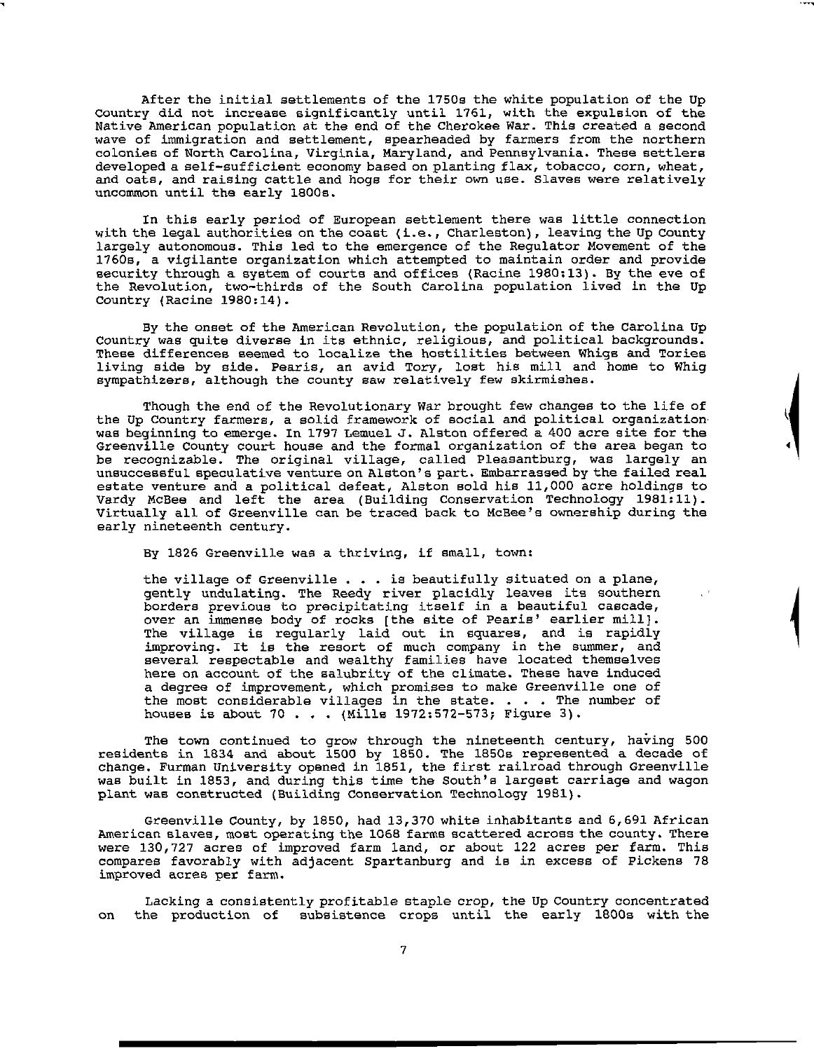After the initial settlements of the 1750s the white population of the Up Country did not increase significantly until 1761, with the expulsion of the Native American population at the end of the Cherokee War. This created a second wave of immigration and settlement, spearheaded by farmers from the northern colonies of North Carolina, Virginia, Maryland, and Pennsylvania. These settlers developed a self-sufficient economy based on planting flax, tobacco, corn, wheat, and oats, and raising cattle and hogs for their own use. Slaves were relatively uncommon until the early 1800s.

In this early period of European settlement there was little connection with the legal authorities on the coast (i.e., Charleston), leaving the Up County largely autonomous. This led to the emergence of the Regulator Movement of the 1760s, a vigilante organization which attempted to maintain order and provide security through a system of courts and offices (Racine 1980:13). By the eve of the Revolution, two-thirds of the South Carolina population lived in the Up Country (Racine 1980:14).

By the onset of the American Revolution, the population of the Carolina Up Country was quite diverse in its ethnic, religious, and political backgrounds. These differences seemed to localize the hostilities between Whigs and Tories living side by side. Pearis, an avid Tory, lost his mill and home to Whig sympathizers, although the county saw relatively few skirmishes.

Though the end of the Revolutionary War brought few changes to the life of the Up Country farmers, a solid framework of social and political organization was beginning to emerge. In 1797 Lemuel J. Alston offered a 400 acre site for the Greenville County court house and the formal organization of the area began to be recognizable. The original village, called Pleasantburg, was largely an unsuccessful speculative venture on Alston's part. Embarrassed by the failed real estate venture and a political defeat, Alston sold his 11,000 acre holdings to Vardy McBee and left the area (Building Conservation Technology 1981:11). Virtually all of Greenville can be traced back to McBee's ownership during the early nineteenth century.

By 1826 Greenville was a thriving, if small, town:

> the village of Greenville . . . is beautifully situated on a plane, gently undulating. The Reedy river placidly leaves its southern borders previous to precipitating itself in a beautiful cascade, over an immense body of rocks [the site of Pearis' earlier mill]. The village is regularly laid out in squares, and is rapidly improving. It is the resort of much company in the summer, and several respectable and wealthy families have located themselves here on account of the salubrity of the climate. These have induced a degree of improvement, which promises to make Greenville one of the most considerable villages in the state. . . . The number of houses is about 70 . . . (Mills 1972:572-573; Figure 3).

The town continued to grow through the nineteenth century, having 500 residents in 1834 and about 1500 by 1850. The 1850s represented a decade of change. Furman University opened in 1851, the first railroad through Greenville was built in 1853, and during this time the South's largest carriage and wagon plant was constructed (Building Conservation Technology 1981).

Greenville County, by 1850, had 13,370 white inhabitants and 6,691 African American slaves, most operating the 1068 farms scattered across the county. There were 130,727 acres of improved farm land, or about 122 acres per farm. This compares favorably with adjacent Spartanburg and is in excess of Pickens 78 improved acres per farm.

Lacking a consistently profitable staple crop, the Up Country concentrated on the production of subsistence crops until the early 1800s with the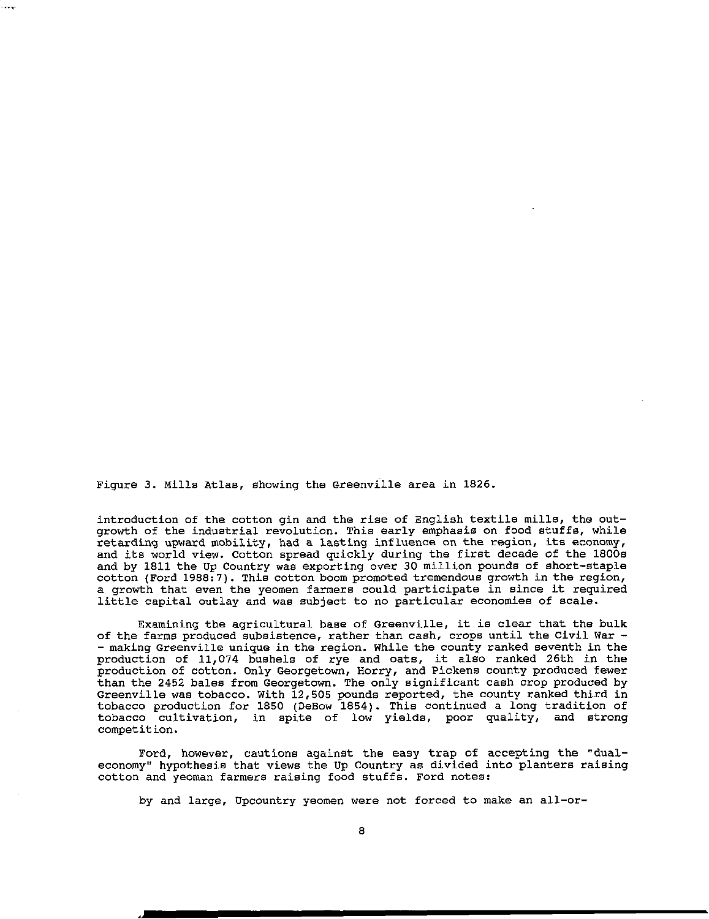Figure 3. Mills Atlas, showing the Greenville area in 1826.

introduction of the cotton gin and the rise of English textile mills, the outgrowth of the industrial revolution. This early emphasis on food stuffs, while retarding upward mobility, had a lasting influence on the region, its economy, and its world view. Cotton spread quickly during the first decade of the 1800s and by 1811 the Up Country was exporting over 30 million pounds of short-staple cotton (Ford 1988:7). This cotton boom promoted tremendous growth in the region, a growth that even the yeomen farmers could participate in since it required little capital outlay and was subject to no particular economies of scale.

Examining the agricultural base of Greenville, it is clear that the bulk of the farms produced subsistence, rather than cash, crops until the Civil War -- making Greenville unique in the region. While the county ranked seventh in the production of 11,074 bushels of rye and oats, it also ranked 26th in the production of cotton. Only Georgetown, Horry, and Pickens county produced fewer than the 2452 bales from Georgetown. The only significant cash crop produced by Greenville was tobacco. With 12,505 pounds reported, the county ranked third in tobacco production for 1850 (DeBow 1854). This continued a long tradition of tobacco cultivation, in spite of low yields, poor quality, and strong competition.

Ford, however, cautions against the easy trap of accepting the "dual-economy" hypothesis that views the Up Country as divided into planters raising cotton and yeoman farmers raising food stuffs. Ford notes:

> by and large, Upcountry yeomen were not forced to make an all-or-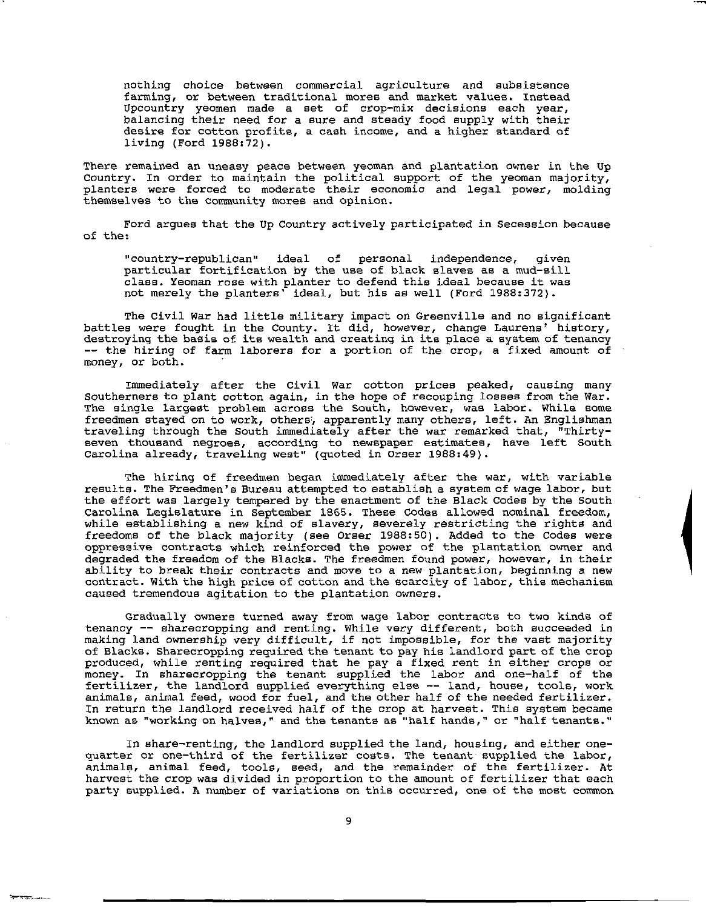> nothing choice between commercial agriculture and subsistence farming, or between traditional mores and market values. Instead Upcountry yeomen made a set of crop-mix decisions each year, balancing their need for a sure and steady food supply with their desire for cotton profits, a cash income, and a higher standard of living (Ford 1988:72).

There remained an uneasy peace between yeoman and plantation owner in the Up Country. In order to maintain the political support of the yeoman majority, planters were forced to moderate their economic and legal power, molding themselves to the community mores and opinion.

Ford argues that the Up Country actively participated in Secession because of the:

> "country-republican" ideal of personal independence, given particular fortification by the use of black slaves as a mud-sill class. Yeoman rose with planter to defend this ideal because it was not merely the planters' ideal, but his as well (Ford 1988:372).

The Civil War had little military impact on Greenville and no significant battles were fought in the County. It did, however, change Laurens' history, destroying the basis of its wealth and creating in its place a system of tenancy -- the hiring of farm laborers for a portion of the crop, a fixed amount of money, or both.

Immediately after the Civil War cotton prices peaked, causing many Southerners to plant cotton again, in the hope of recouping losses from the War. The single largest problem across the South, however, was labor. While some freedmen stayed on to work, others, apparently many others, left. An Englishman traveling through the South immediately after the war remarked that, "Thirty-seven thousand negroes, according to newspaper estimates, have left South Carolina already, traveling west" (quoted in Orser 1988:49).

The hiring of freedmen began immediately after the war, with variable results. The Freedmen's Bureau attempted to establish a system of wage labor, but the effort was largely tempered by the enactment of the Black Codes by the South Carolina Legislature in September 1865. These Codes allowed nominal freedom, while establishing a new kind of slavery, severely restricting the rights and freedoms of the black majority (see Orser 1988:50). Added to the Codes were oppressive contracts which reinforced the power of the plantation owner and degraded the freedom of the Blacks. The freedmen found power, however, in their ability to break their contracts and move to a new plantation, beginning a new contract. With the high price of cotton and the scarcity of labor, this mechanism caused tremendous agitation to the plantation owners.

Gradually owners turned away from wage labor contracts to two kinds of tenancy -- sharecropping and renting. While very different, both succeeded in making land ownership very difficult, if not impossible, for the vast majority of Blacks. Sharecropping required the tenant to pay his landlord part of the crop produced, while renting required that he pay a fixed rent in either crops or money. In sharecropping the tenant supplied the labor and one-half of the fertilizer, the landlord supplied everything else -- land, house, tools, work animals, animal feed, wood for fuel, and the other half of the needed fertilizer. In return the landlord received half of the crop at harvest. This system became known as "working on halves," and the tenants as "half hands," or "half tenants."

In share-renting, the landlord supplied the land, housing, and either one-quarter or one-third of the fertilizer costs. The tenant supplied the labor, animals, animal feed, tools, seed, and the remainder of the fertilizer. At harvest the crop was divided in proportion to the amount of fertilizer that each party supplied. A number of variations on this occurred, one of the most common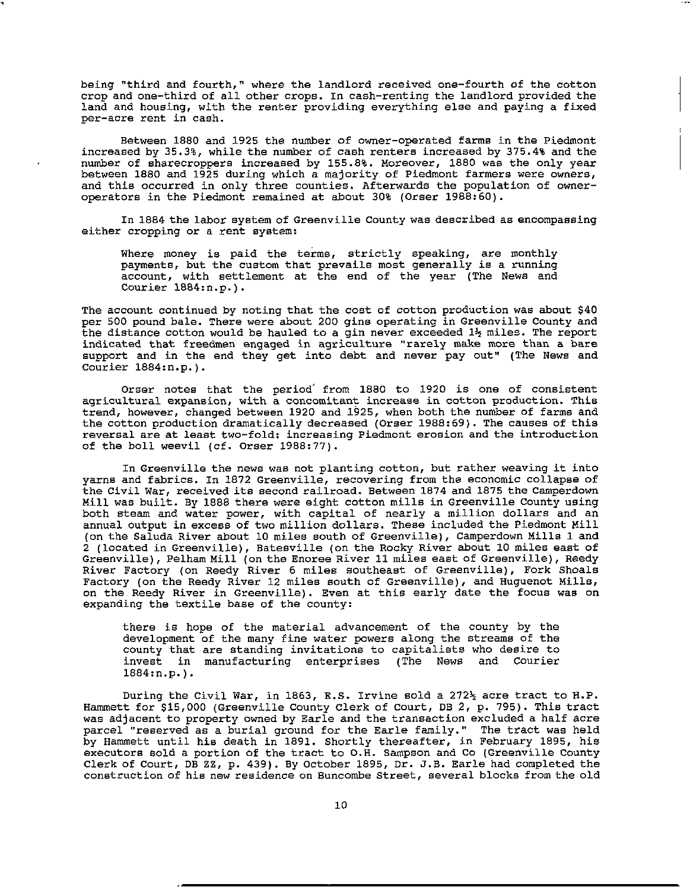being "third and fourth," where the landlord received one-fourth of the cotton crop and one-third of all other crops. In cash-renting the landlord provided the land and housing, with the renter providing everything else and paying a fixed per-acre rent in cash.

Between 1880 and 1925 the number of owner-operated farms in the Piedmont increased by 35.3%, while the number of cash renters increased by 375.4% and the number of sharecroppers increased by 155.8%. Moreover, 1880 was the only year between 1880 and 1925 during which a majority of Piedmont farmers were owners, and this occurred in only three counties. Afterwards the population of owner-operators in the Piedmont remained at about 30% (Orser 1988:60).

In 1884 the labor system of Greenville County was described as encompassing either cropping or a rent system:

> Where money is paid the terms, strictly speaking, are monthly payments, but the custom that prevails most generally is a running account, with settlement at the end of the year (The News and Courier 1884:n.p.).

The account continued by noting that the cost of cotton production was about $40 per 500 pound bale. There were about 200 gins operating in Greenville County and the distance cotton would be hauled to a gin never exceeded 1½ miles. The report indicated that freedmen engaged in agriculture "rarely make more than a bare support and in the end they get into debt and never pay out" (The News and Courier 1884:n.p.).

Orser notes that the period from 1880 to 1920 is one of consistent agricultural expansion, with a concomitant increase in cotton production. This trend, however, changed between 1920 and 1925, when both the number of farms and the cotton production dramatically decreased (Orser 1988:69). The causes of this reversal are at least two-fold: increasing Piedmont erosion and the introduction of the boll weevil (cf. Orser 1988:77).

In Greenville the news was not planting cotton, but rather weaving it into yarns and fabrics. In 1872 Greenville, recovering from the economic collapse of the Civil War, received its second railroad. Between 1874 and 1875 the Camperdown Mill was built. By 1888 there were eight cotton mills in Greenville County using both steam and water power, with capital of nearly a million dollars and an annual output in excess of two million dollars. These included the Piedmont Mill (on the Saluda River about 10 miles south of Greenville), Camperdown Mills 1 and 2 (located in Greenville), Batesville (on the Rocky River about 10 miles east of Greenville), Pelham Mill (on the Enoree River 11 miles east of Greenville), Reedy River Factory (on Reedy River 6 miles southeast of Greenville), Fork Shoals Factory (on the Reedy River 12 miles south of Greenville), and Huguenot Mills, on the Reedy River in Greenville). Even at this early date the focus was on expanding the textile base of the county:

> there is hope of the material advancement of the county by the development of the many fine water powers along the streams of the county that are standing invitations to capitalists who desire to invest in manufacturing enterprises (The News and Courier 1884:n.p.).

During the Civil War, in 1863, E.S. Irvine sold a 272½ acre tract to H.P. Hammett for $15,000 (Greenville County Clerk of Court, DB 2, p. 795). This tract was adjacent to property owned by Earle and the transaction excluded a half acre parcel "reserved as a burial ground for the Earle family." The tract was held by Hammett until his death in 1891. Shortly thereafter, in February 1895, his executors sold a portion of the tract to O.H. Sampson and Co (Greenville County Clerk of Court, DB ZZ, p. 439). By October 1895, Dr. J.B. Earle had completed the construction of his new residence on Buncombe Street, several blocks from the old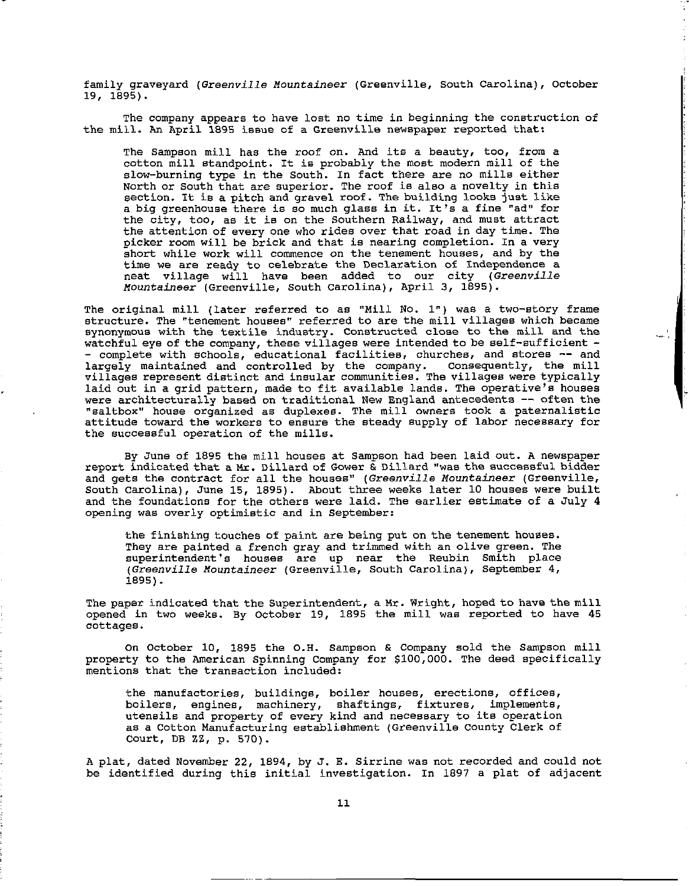family graveyard (*Greenville Mountaineer* (Greenville, South Carolina), October 19, 1895).

The company appears to have lost no time in beginning the construction of the mill. An April 1895 issue of a Greenville newspaper reported that:

> The Sampson mill has the roof on. And its a beauty, too, from a cotton mill standpoint. It is probably the most modern mill of the slow-burning type in the South. In fact there are no mills either North or South that are superior. The roof is also a novelty in this section. It is a pitch and gravel roof. The building looks just like a big greenhouse there is so much glass in it. It's a fine "ad" for the city, too, as it is on the Southern Railway, and must attract the attention of every one who rides over that road in day time. The picker room will be brick and that is nearing completion. In a very short while work will commence on the tenement houses, and by the time we are ready to celebrate the Declaration of Independence a neat village will have been added to our city (*Greenville Mountaineer* (Greenville, South Carolina), April 3, 1895).

The original mill (later referred to as "Mill No. 1") was a two-story frame structure. The "tenement houses" referred to are the mill villages which became synonymous with the textile industry. Constructed close to the mill and the watchful eye of the company, these villages were intended to be self-sufficient -- complete with schools, educational facilities, churches, and stores -- and largely maintained and controlled by the company. Consequently, the mill villages represent distinct and insular communities. The villages were typically laid out in a grid pattern, made to fit available lands. The operative's houses were architecturally based on traditional New England antecedents -- often the "saltbox" house organized as duplexes. The mill owners took a paternalistic attitude toward the workers to ensure the steady supply of labor necessary for the successful operation of the mills.

By June of 1895 the mill houses at Sampson had been laid out. A newspaper report indicated that a Mr. Dillard of Gower & Dillard "was the successful bidder and gets the contract for all the houses" (*Greenville Mountaineer* (Greenville, South Carolina), June 15, 1895). About three weeks later 10 houses were built and the foundations for the others were laid. The earlier estimate of a July 4 opening was overly optimistic and in September:

> the finishing touches of paint are being put on the tenement houses. They are painted a french gray and trimmed with an olive green. The superintendent's houses are up near the Reubin Smith place (*Greenville Mountaineer* (Greenville, South Carolina), September 4, 1895).

The paper indicated that the Superintendent, a Mr. Wright, hoped to have the mill opened in two weeks. By October 19, 1895 the mill was reported to have 45 cottages.

On October 10, 1895 the O.H. Sampson & Company sold the Sampson mill property to the American Spinning Company for $100,000. The deed specifically mentions that the transaction included:

> the manufactories, buildings, boiler houses, erections, offices, boilers, engines, machinery, shaftings, fixtures, implements, utensils and property of every kind and necessary to its operation as a Cotton Manufacturing establishment (Greenville County Clerk of Court, DB ZZ, p. 570).

A plat, dated November 22, 1894, by J. E. Sirrine was not recorded and could not be identified during this initial investigation. In 1897 a plat of adjacent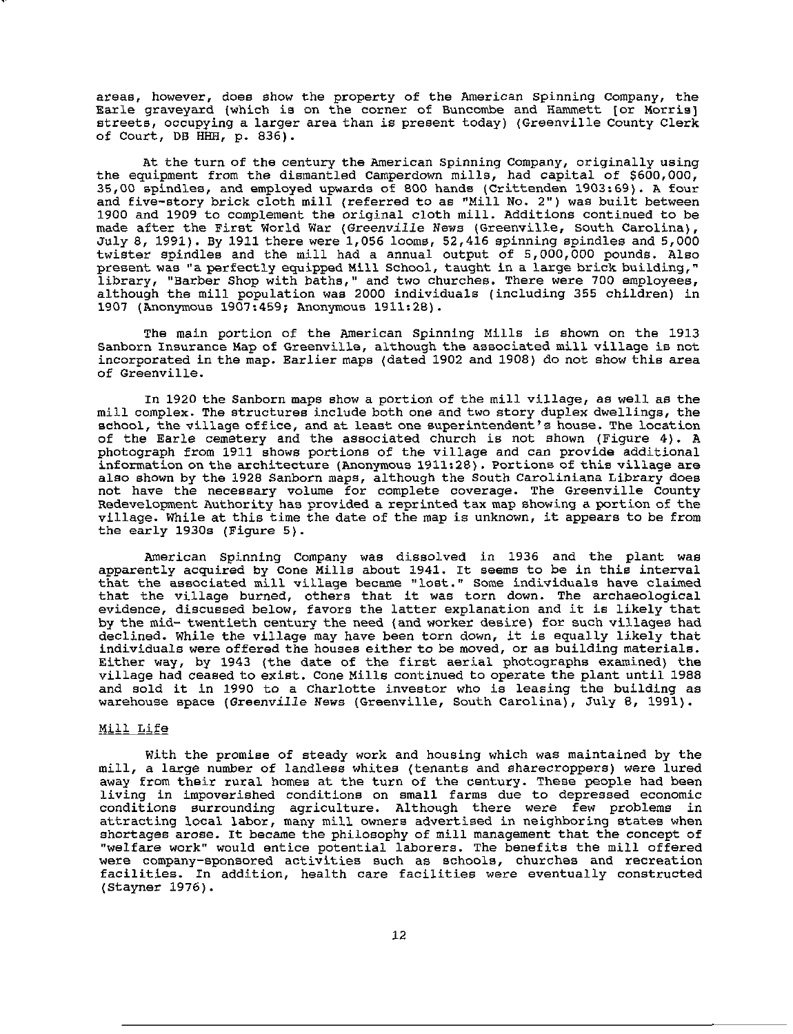areas, however, does show the property of the American Spinning Company, the Earle graveyard (which is on the corner of Buncombe and Hammett [or Morris] streets, occupying a larger area than is present today) (Greenville County Clerk of Court, DB HHH, p. 836).

At the turn of the century the American Spinning Company, originally using the equipment from the dismantled Camperdown mills, had capital of $600,000, 35,00 spindles, and employed upwards of 800 hands (Crittenden 1903:69). A four and five-story brick cloth mill (referred to as "Mill No. 2") was built between 1900 and 1909 to complement the original cloth mill. Additions continued to be made after the First World War (*Greenville News* (Greenville, South Carolina), July 8, 1991). By 1911 there were 1,056 looms, 52,416 spinning spindles and 5,000 twister spindles and the mill had a annual output of 5,000,000 pounds. Also present was "a perfectly equipped Mill School, taught in a large brick building," library, "Barber Shop with baths," and two churches. There were 700 employees, although the mill population was 2000 individuals (including 355 children) in 1907 (Anonymous 1907:459; Anonymous 1911:28).

The main portion of the American Spinning Mills is shown on the 1913 Sanborn Insurance Map of Greenville, although the associated mill village is not incorporated in the map. Earlier maps (dated 1902 and 1908) do not show this area of Greenville.

In 1920 the Sanborn maps show a portion of the mill village, as well as the mill complex. The structures include both one and two story duplex dwellings, the school, the village office, and at least one superintendent's house. The location of the Earle cemetery and the associated church is not shown (Figure 4). A photograph from 1911 shows portions of the village and can provide additional information on the architecture (Anonymous 1911:28). Portions of this village are also shown by the 1928 Sanborn maps, although the South Caroliniana Library does not have the necessary volume for complete coverage. The Greenville County Redevelopment Authority has provided a reprinted tax map showing a portion of the village. While at this time the date of the map is unknown, it appears to be from the early 1930s (Figure 5).

American Spinning Company was dissolved in 1936 and the plant was apparently acquired by Cone Mills about 1941. It seems to be in this interval that the associated mill village became "lost." Some individuals have claimed that the village burned, others that it was torn down. The archaeological evidence, discussed below, favors the latter explanation and it is likely that by the mid- twentieth century the need (and worker desire) for such villages had declined. While the village may have been torn down, it is equally likely that individuals were offered the houses either to be moved, or as building materials. Either way, by 1943 (the date of the first aerial photographs examined) the village had ceased to exist. Cone Mills continued to operate the plant until 1988 and sold it in 1990 to a Charlotte investor who is leasing the building as warehouse space (*Greenville News* (Greenville, South Carolina), July 8, 1991).

## Mill Life

With the promise of steady work and housing which was maintained by the mill, a large number of landless whites (tenants and sharecroppers) were lured away from their rural homes at the turn of the century. These people had been living in impoverished conditions on small farms due to depressed economic conditions surrounding agriculture. Although there were few problems in attracting local labor, many mill owners advertised in neighboring states when shortages arose. It became the philosophy of mill management that the concept of "welfare work" would entice potential laborers. The benefits the mill offered were company-sponsored activities such as schools, churches and recreation facilities. In addition, health care facilities were eventually constructed (Stayner 1976).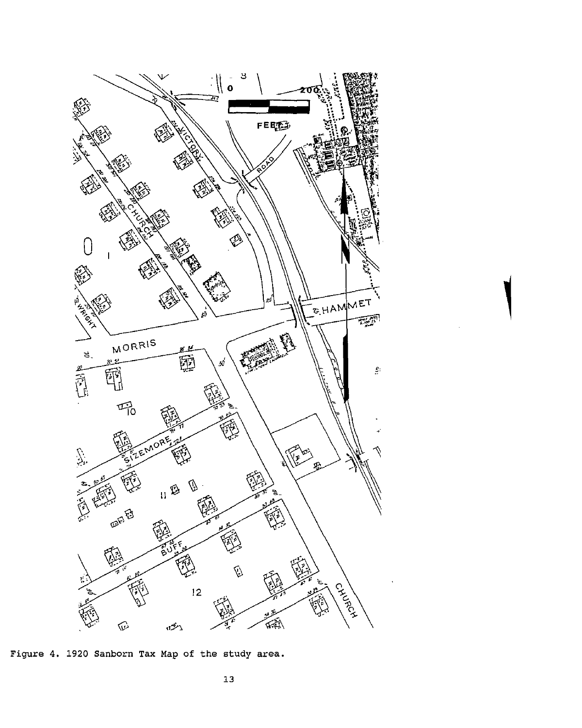Figure 4. 1920 Sanborn Tax Map of the study area.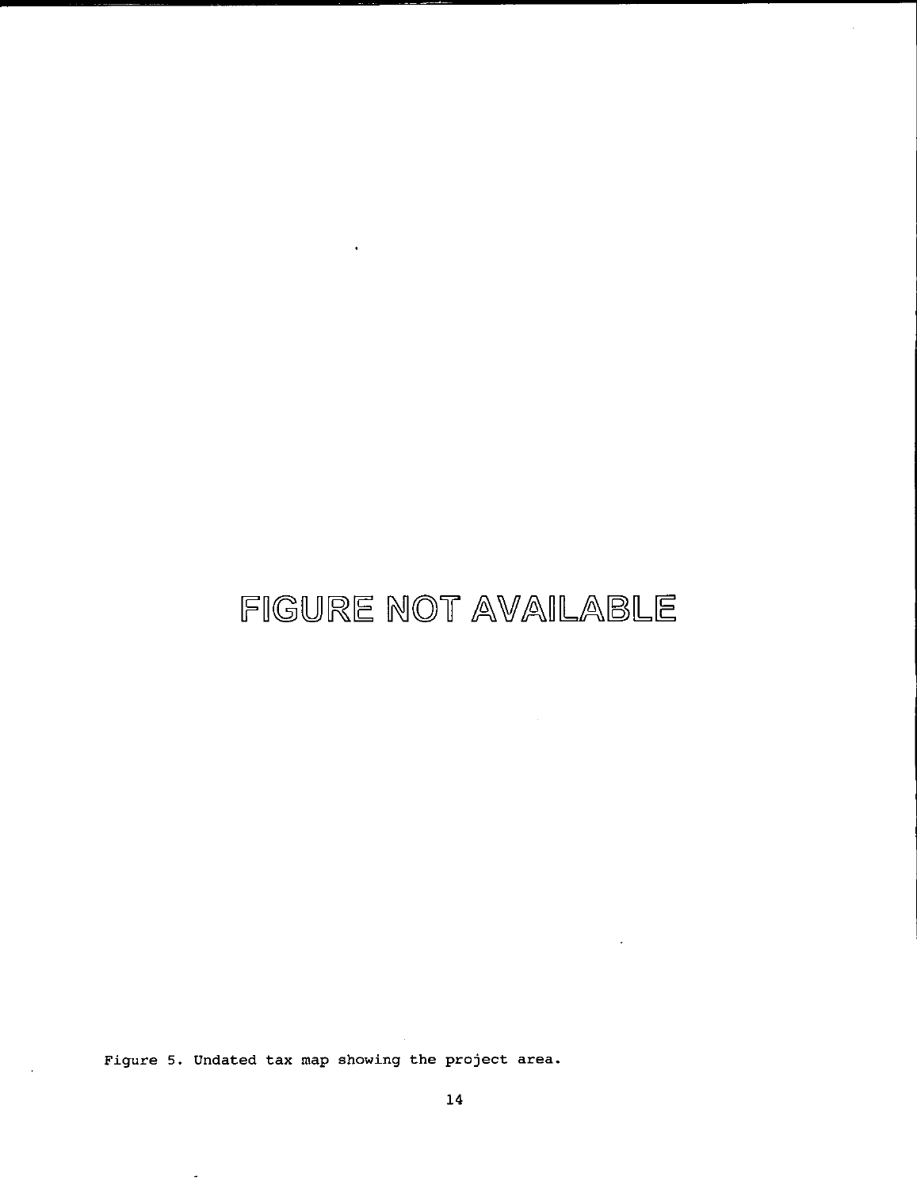FIGURE NOT AVAILABLE

Figure 5. Undated tax map showing the project area.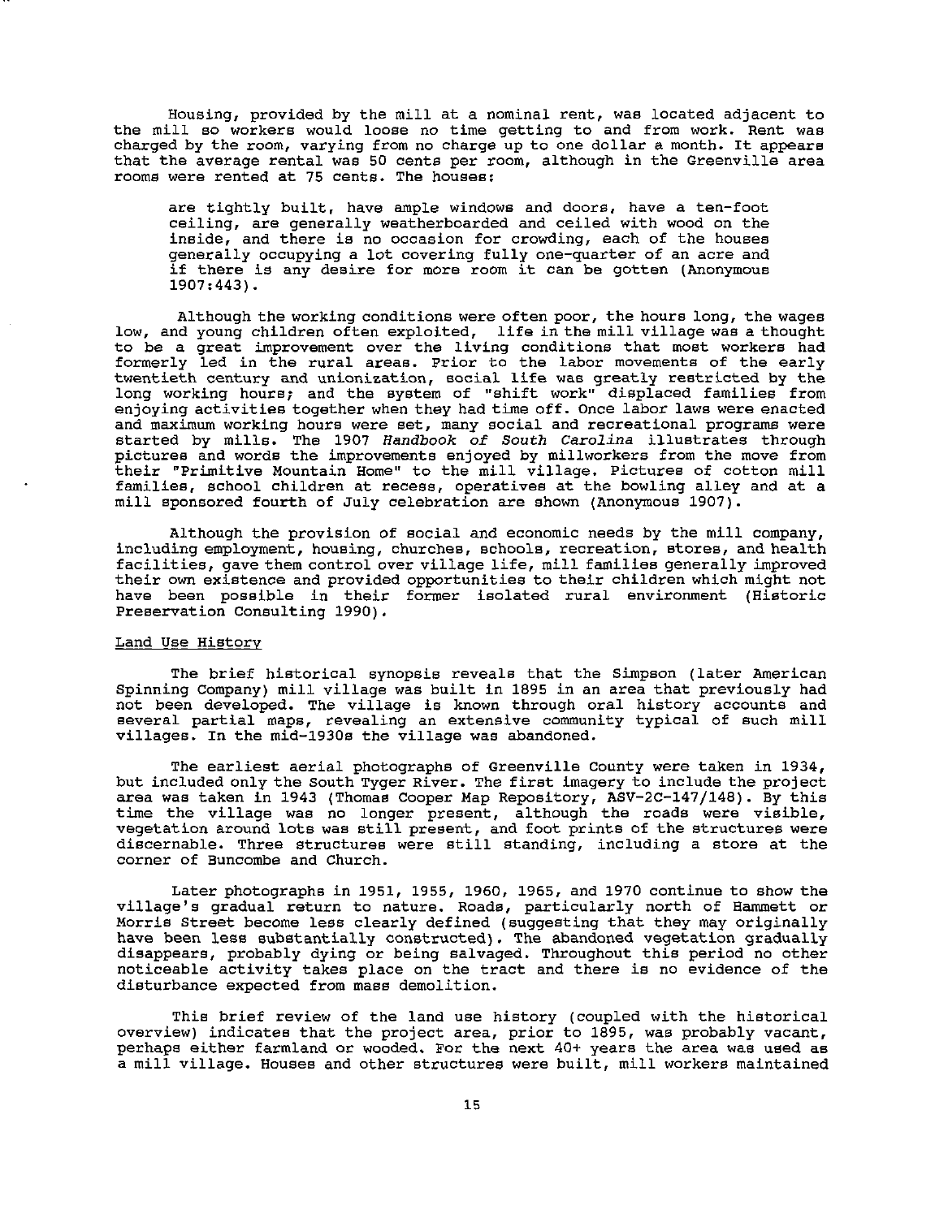Housing, provided by the mill at a nominal rent, was located adjacent to the mill so workers would loose no time getting to and from work. Rent was charged by the room, varying from no charge up to one dollar a month. It appears that the average rental was 50 cents per room, although in the Greenville area rooms were rented at 75 cents. The houses:

> are tightly built, have ample windows and doors, have a ten-foot ceiling, are generally weatherboarded and ceiled with wood on the inside, and there is no occasion for crowding, each of the houses generally occupying a lot covering fully one-quarter of an acre and if there is any desire for more room it can be gotten (Anonymous 1907:443).

Although the working conditions were often poor, the hours long, the wages low, and young children often exploited, life in the mill village was a thought to be a great improvement over the living conditions that most workers had formerly led in the rural areas. Prior to the labor movements of the early twentieth century and unionization, social life was greatly restricted by the long working hours; and the system of "shift work" displaced families from enjoying activities together when they had time off. Once labor laws were enacted and maximum working hours were set, many social and recreational programs were started by mills. The 1907 *Handbook of South Carolina* illustrates through pictures and words the improvements enjoyed by millworkers from the move from their "Primitive Mountain Home" to the mill village. Pictures of cotton mill families, school children at recess, operatives at the bowling alley and at a mill sponsored fourth of July celebration are shown (Anonymous 1907).

Although the provision of social and economic needs by the mill company, including employment, housing, churches, schools, recreation, stores, and health facilities, gave them control over village life, mill families generally improved their own existence and provided opportunities to their children which might not have been possible in their former isolated rural environment (Historic Preservation Consulting 1990).

## Land Use History

The brief historical synopsis reveals that the Simpson (later American Spinning Company) mill village was built in 1895 in an area that previously had not been developed. The village is known through oral history accounts and several partial maps, revealing an extensive community typical of such mill villages. In the mid-1930s the village was abandoned.

The earliest aerial photographs of Greenville County were taken in 1934, but included only the South Tyger River. The first imagery to include the project area was taken in 1943 (Thomas Cooper Map Repository, ASV-2C-147/148). By this time the village was no longer present, although the roads were visible, vegetation around lots was still present, and foot prints of the structures were discernable. Three structures were still standing, including a store at the corner of Buncombe and Church.

Later photographs in 1951, 1955, 1960, 1965, and 1970 continue to show the village's gradual return to nature. Roads, particularly north of Hammett or Morris Street become less clearly defined (suggesting that they may originally have been less substantially constructed). The abandoned vegetation gradually disappears, probably dying or being salvaged. Throughout this period no other noticeable activity takes place on the tract and there is no evidence of the disturbance expected from mass demolition.

This brief review of the land use history (coupled with the historical overview) indicates that the project area, prior to 1895, was probably vacant, perhaps either farmland or wooded. For the next 40+ years the area was used as a mill village. Houses and other structures were built, mill workers maintained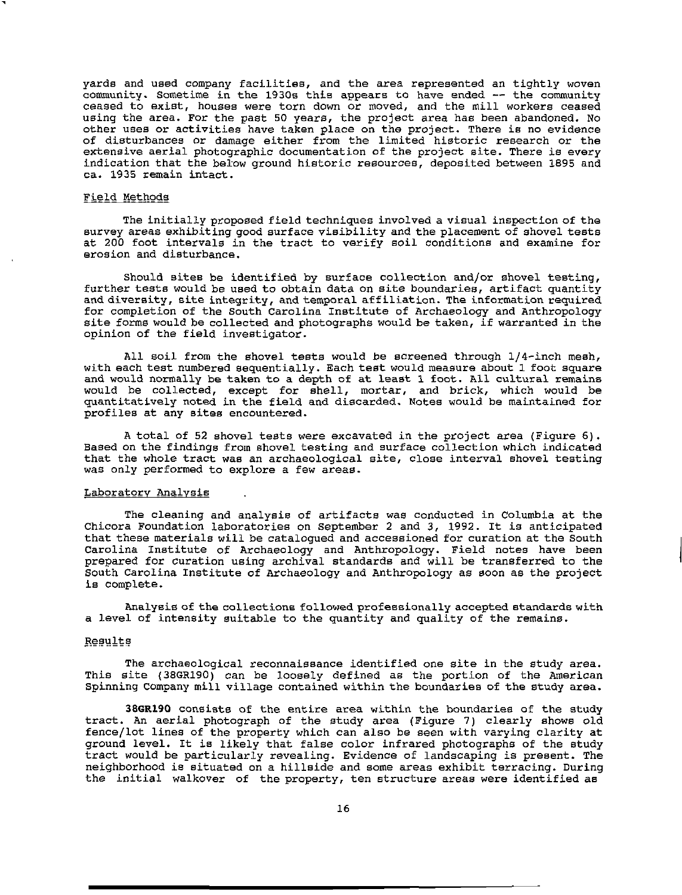yards and used company facilities, and the area represented an tightly woven community. Sometime in the 1930s this appears to have ended -- the community ceased to exist, houses were torn down or moved, and the mill workers ceased using the area. For the past 50 years, the project area has been abandoned. No other uses or activities have taken place on the project. There is no evidence of disturbances or damage either from the limited historic research or the extensive aerial photographic documentation of the project site. There is every indication that the below ground historic resources, deposited between 1895 and ca. 1935 remain intact.

## Field Methods

The initially proposed field techniques involved a visual inspection of the survey areas exhibiting good surface visibility and the placement of shovel tests at 200 foot intervals in the tract to verify soil conditions and examine for erosion and disturbance.

Should sites be identified by surface collection and/or shovel testing, further tests would be used to obtain data on site boundaries, artifact quantity and diversity, site integrity, and temporal affiliation. The information required for completion of the South Carolina Institute of Archaeology and Anthropology site forms would be collected and photographs would be taken, if warranted in the opinion of the field investigator.

All soil from the shovel tests would be screened through 1/4-inch mesh, with each test numbered sequentially. Each test would measure about 1 foot square and would normally be taken to a depth of at least 1 foot. All cultural remains would be collected, except for shell, mortar, and brick, which would be quantitatively noted in the field and discarded. Notes would be maintained for profiles at any sites encountered.

A total of 52 shovel tests were excavated in the project area (Figure 6). Based on the findings from shovel testing and surface collection which indicated that the whole tract was an archaeological site, close interval shovel testing was only performed to explore a few areas.

## Laboratory Analysis

The cleaning and analysis of artifacts was conducted in Columbia at the Chicora Foundation laboratories on September 2 and 3, 1992. It is anticipated that these materials will be catalogued and accessioned for curation at the South Carolina Institute of Archaeology and Anthropology. Field notes have been prepared for curation using archival standards and will be transferred to the South Carolina Institute of Archaeology and Anthropology as soon as the project is complete.

Analysis of the collections followed professionally accepted standards with a level of intensity suitable to the quantity and quality of the remains.

## Results

The archaeological reconnaissance identified one site in the study area. This site (38GR190) can be loosely defined as the portion of the American Spinning Company mill village contained within the boundaries of the study area.

**38GR190** consists of the entire area within the boundaries of the study tract. An aerial photograph of the study area (Figure 7) clearly shows old fence/lot lines of the property which can also be seen with varying clarity at ground level. It is likely that false color infrared photographs of the study tract would be particularly revealing. Evidence of landscaping is present. The neighborhood is situated on a hillside and some areas exhibit terracing. During the initial walkover of the property, ten structure areas were identified as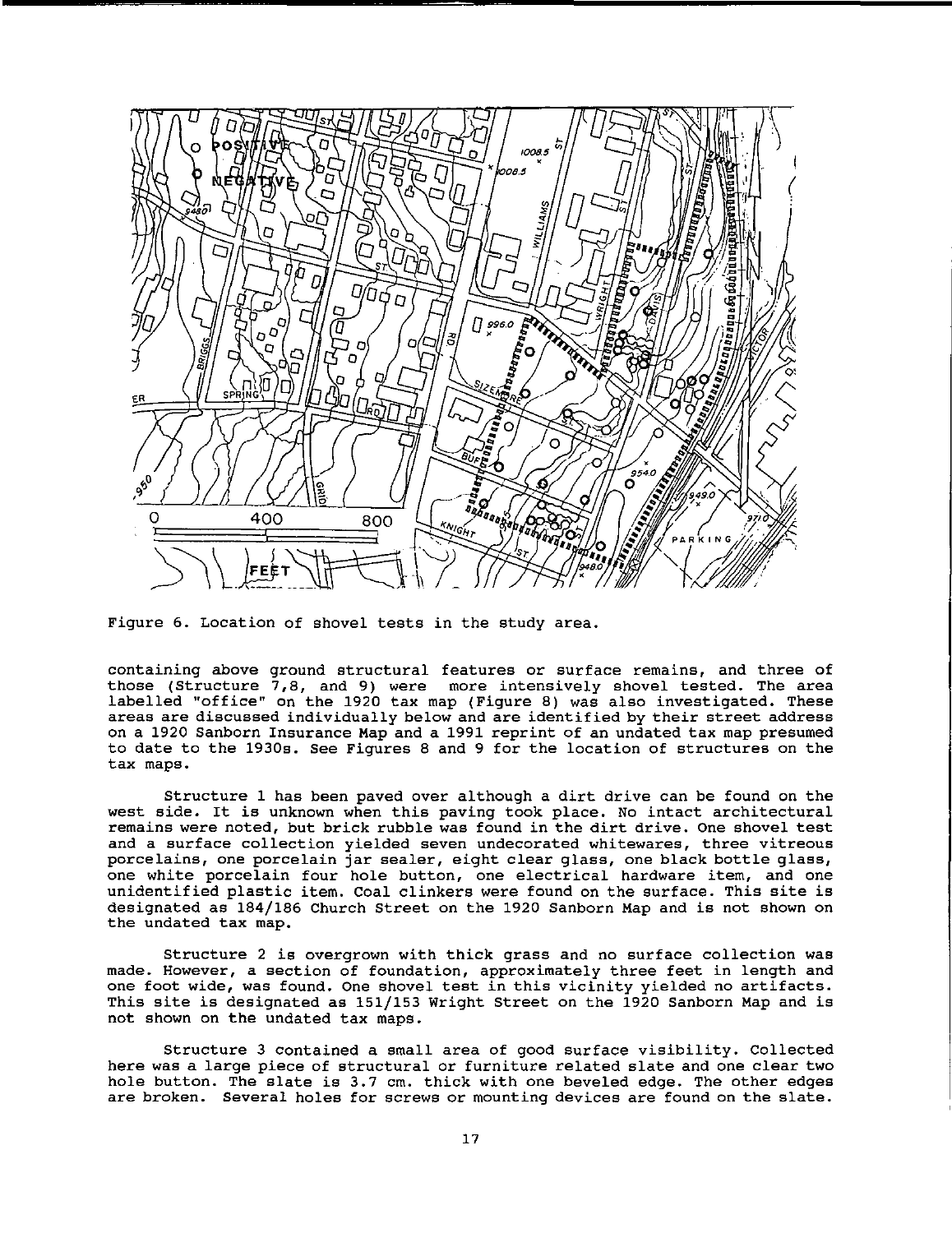Figure 6. Location of shovel tests in the study area.

containing above ground structural features or surface remains, and three of those (Structure 7,8, and 9) were more intensively shovel tested. The area labelled "office" on the 1920 tax map (Figure 8) was also investigated. These areas are discussed individually below and are identified by their street address on a 1920 Sanborn Insurance Map and a 1991 reprint of an undated tax map presumed to date to the 1930s. See Figures 8 and 9 for the location of structures on the tax maps.

Structure 1 has been paved over although a dirt drive can be found on the west side. It is unknown when this paving took place. No intact architectural remains were noted, but brick rubble was found in the dirt drive. One shovel test and a surface collection yielded seven undecorated whitewares, three vitreous porcelains, one porcelain jar sealer, eight clear glass, one black bottle glass, one white porcelain four hole button, one electrical hardware item, and one unidentified plastic item. Coal clinkers were found on the surface. This site is designated as 184/186 Church Street on the 1920 Sanborn Map and is not shown on the undated tax map.

Structure 2 is overgrown with thick grass and no surface collection was made. However, a section of foundation, approximately three feet in length and one foot wide, was found. One shovel test in this vicinity yielded no artifacts. This site is designated as 151/153 Wright Street on the 1920 Sanborn Map and is not shown on the undated tax maps.

Structure 3 contained a small area of good surface visibility. Collected here was a large piece of structural or furniture related slate and one clear two hole button. The slate is 3.7 cm. thick with one beveled edge. The other edges are broken. Several holes for screws or mounting devices are found on the slate.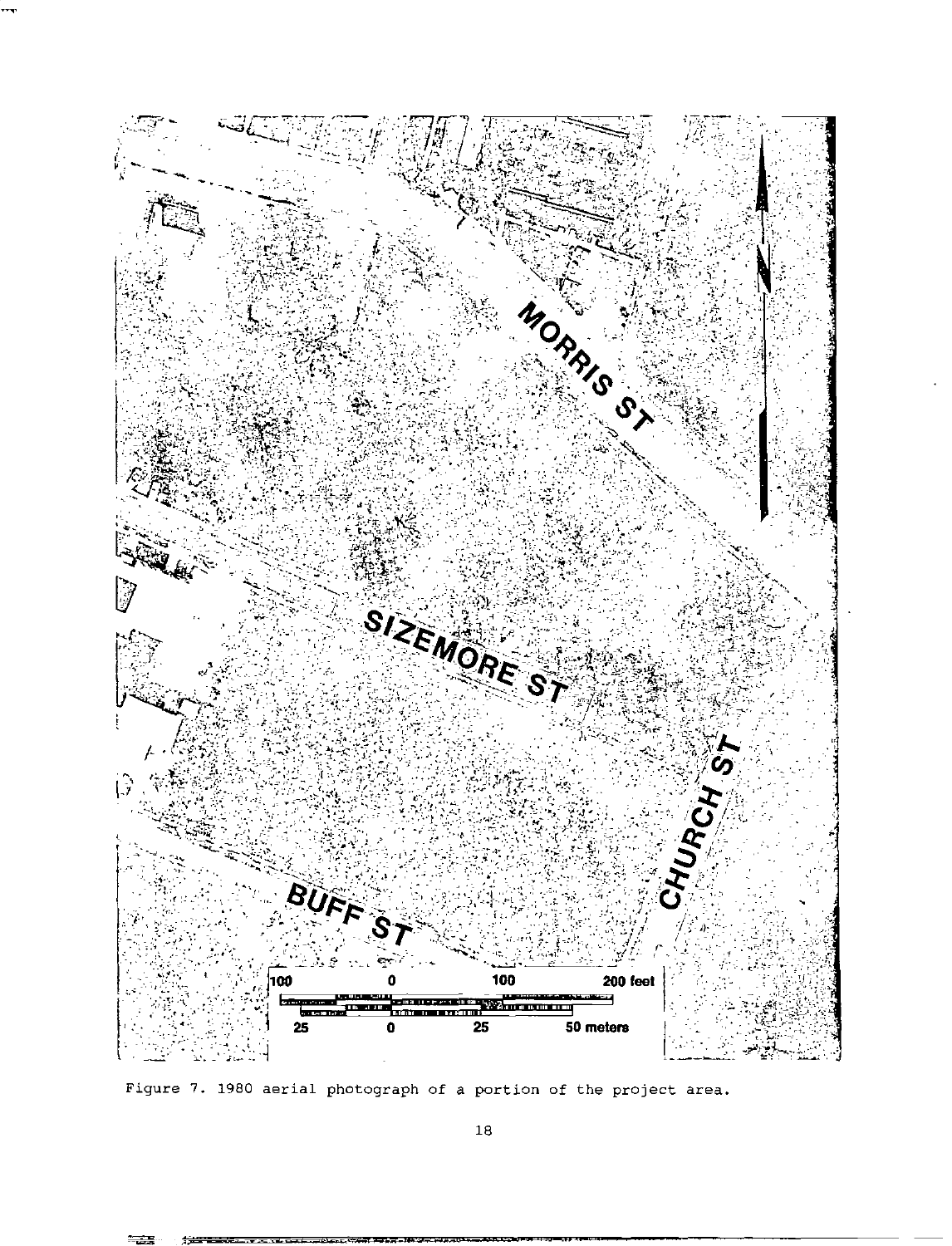Figure 7. 1980 aerial photograph of a portion of the project area.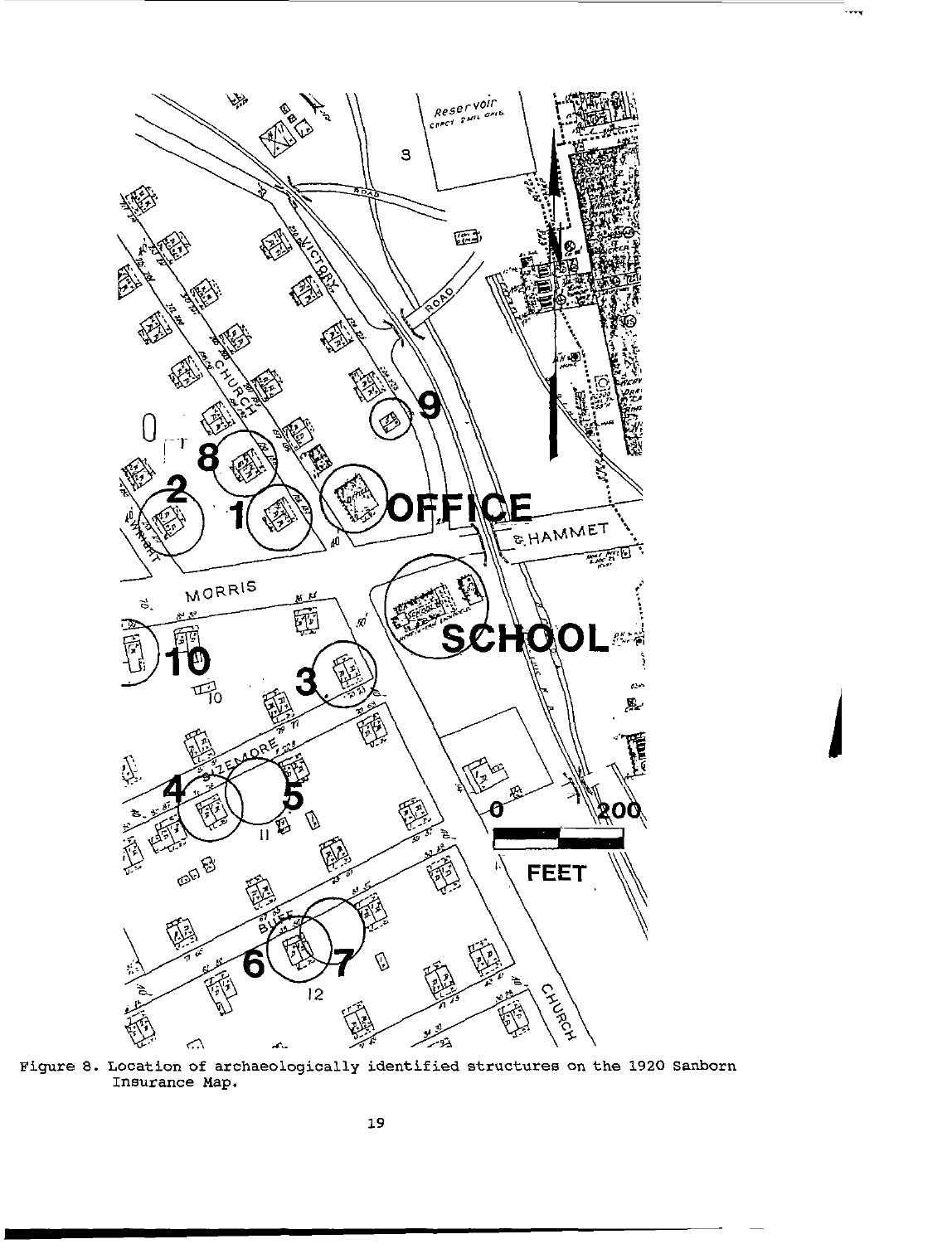Figure 8. Location of archaeologically identified structures on the 1920 Sanborn Insurance Map.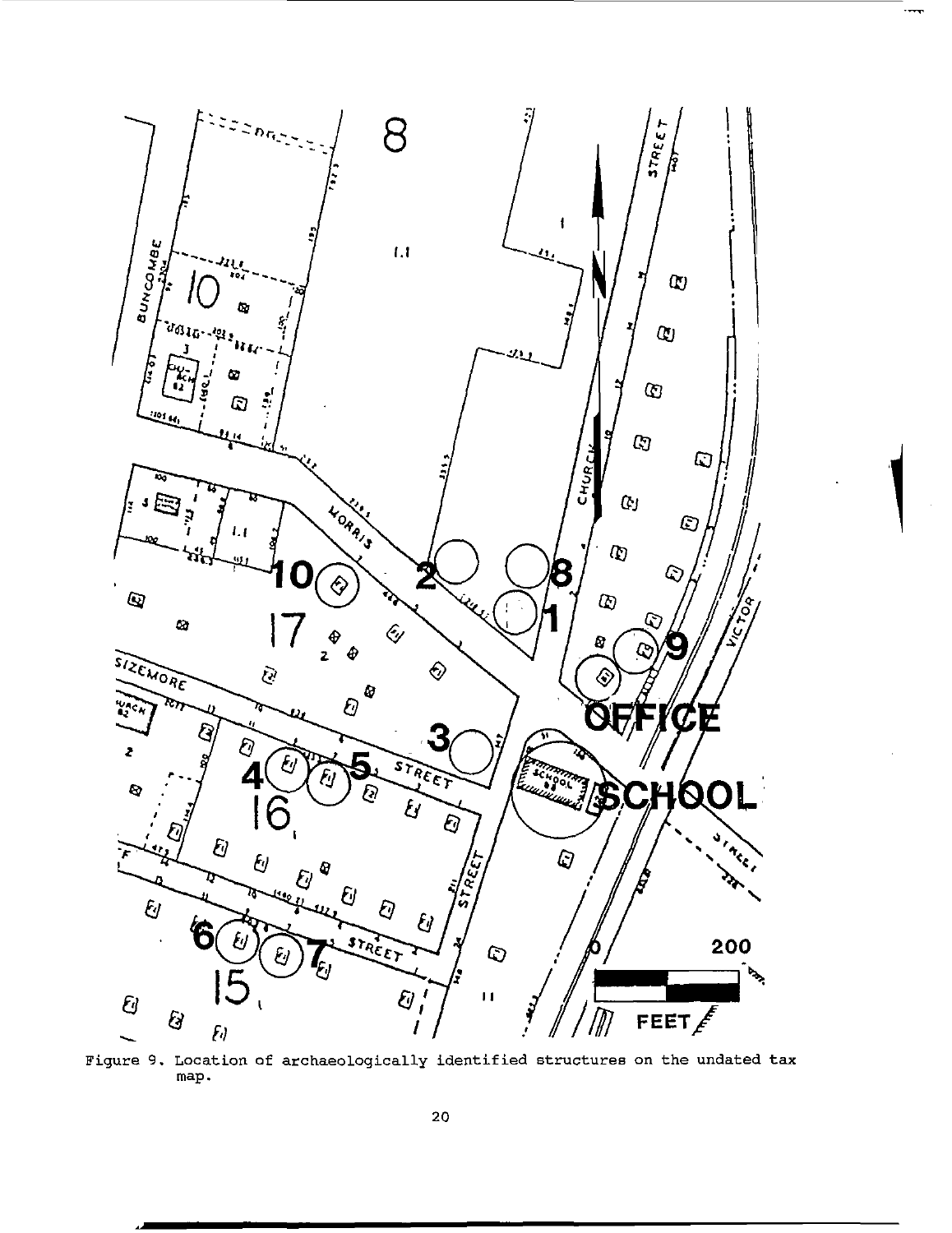Figure 9. Location of archaeologically identified structures on the undated tax map.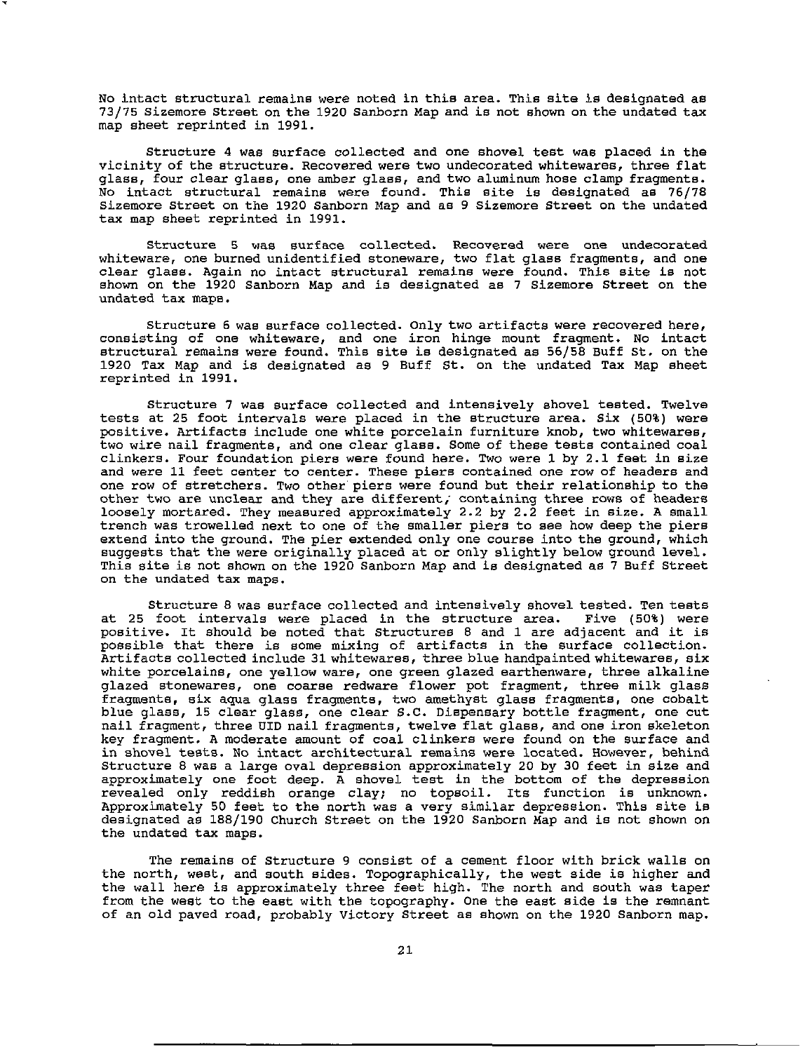No intact structural remains were noted in this area. This site is designated as 73/75 Sizemore Street on the 1920 Sanborn Map and is not shown on the undated tax map sheet reprinted in 1991.

Structure 4 was surface collected and one shovel test was placed in the vicinity of the structure. Recovered were two undecorated whitewares, three flat glass, four clear glass, one amber glass, and two aluminum hose clamp fragments. No intact structural remains were found. This site is designated as 76/78 Sizemore Street on the 1920 Sanborn Map and as 9 Sizemore Street on the undated tax map sheet reprinted in 1991.

Structure 5 was surface collected. Recovered were one undecorated whiteware, one burned unidentified stoneware, two flat glass fragments, and one clear glass. Again no intact structural remains were found. This site is not shown on the 1920 Sanborn Map and is designated as 7 Sizemore Street on the undated tax maps.

Structure 6 was surface collected. Only two artifacts were recovered here, consisting of one whiteware, and one iron hinge mount fragment. No intact structural remains were found. This site is designated as 56/58 Buff St. on the 1920 Tax Map and is designated as 9 Buff St. on the undated Tax Map sheet reprinted in 1991.

Structure 7 was surface collected and intensively shovel tested. Twelve tests at 25 foot intervals were placed in the structure area. Six (50%) were positive. Artifacts include one white porcelain furniture knob, two whitewares, two wire nail fragments, and one clear glass. Some of these tests contained coal clinkers. Four foundation piers were found here. Two were 1 by 2.1 feet in size and were 11 feet center to center. These piers contained one row of headers and one row of stretchers. Two other piers were found but their relationship to the other two are unclear and they are different, containing three rows of headers loosely mortared. They measured approximately 2.2 by 2.2 feet in size. A small trench was trowelled next to one of the smaller piers to see how deep the piers extend into the ground. The pier extended only one course into the ground, which suggests that the were originally placed at or only slightly below ground level. This site is not shown on the 1920 Sanborn Map and is designated as 7 Buff Street on the undated tax maps.

Structure 8 was surface collected and intensively shovel tested. Ten tests at 25 foot intervals were placed in the structure area. Five (50%) were positive. It should be noted that Structures 8 and 1 are adjacent and it is possible that there is some mixing of artifacts in the surface collection. Artifacts collected include 31 whitewares, three blue handpainted whitewares, six white porcelains, one yellow ware, one green glazed earthenware, three alkaline glazed stonewares, one coarse redware flower pot fragment, three milk glass fragments, six aqua glass fragments, two amethyst glass fragments, one cobalt blue glass, 15 clear glass, one clear S.C. Dispensary bottle fragment, one cut nail fragment, three UID nail fragments, twelve flat glass, and one iron skeleton key fragment. A moderate amount of coal clinkers were found on the surface and in shovel tests. No intact architectural remains were located. However, behind Structure 8 was a large oval depression approximately 20 by 30 feet in size and approximately one foot deep. A shovel test in the bottom of the depression revealed only reddish orange clay; no topsoil. Its function is unknown. Approximately 50 feet to the north was a very similar depression. This site is designated as 188/190 Church Street on the 1920 Sanborn Map and is not shown on the undated tax maps.

The remains of Structure 9 consist of a cement floor with brick walls on the north, west, and south sides. Topographically, the west side is higher and the wall here is approximately three feet high. The north and south was taper from the west to the east with the topography. One the east side is the remnant of an old paved road, probably Victory Street as shown on the 1920 Sanborn map.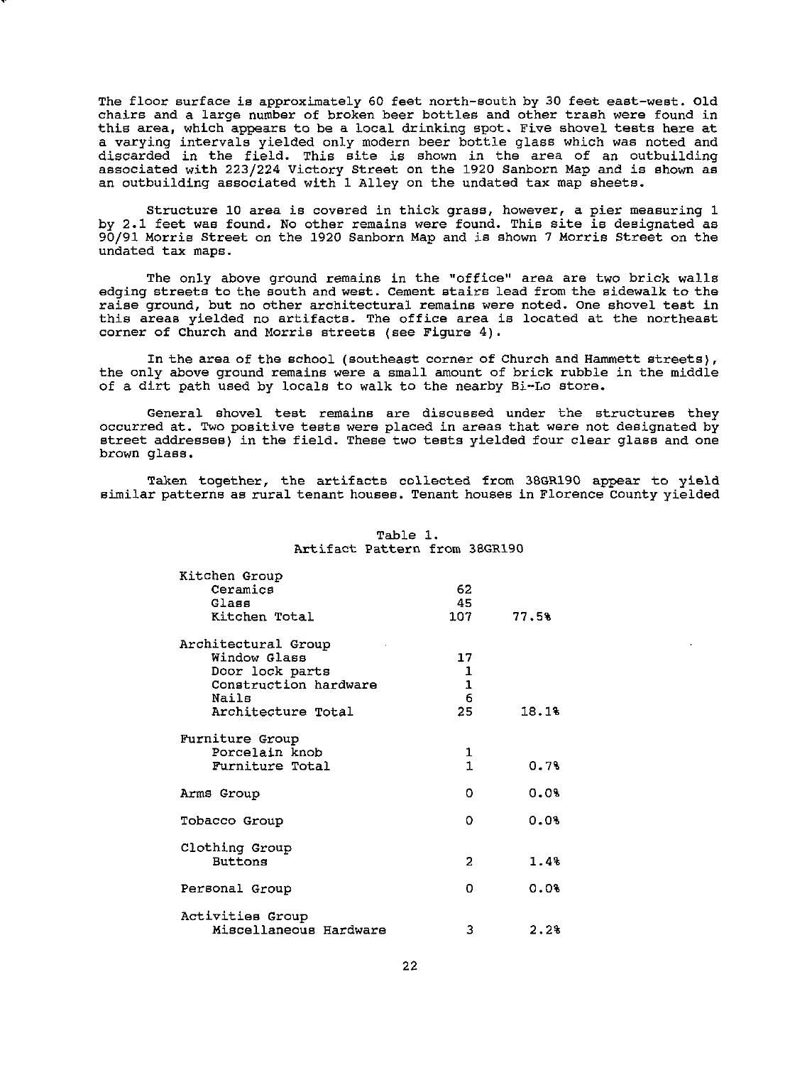The floor surface is approximately 60 feet north-south by 30 feet east-west. Old chairs and a large number of broken beer bottles and other trash were found in this area, which appears to be a local drinking spot. Five shovel tests here at a varying intervals yielded only modern beer bottle glass which was noted and discarded in the field. This site is shown in the area of an outbuilding associated with 223/224 Victory Street on the 1920 Sanborn Map and is shown as an outbuilding associated with 1 Alley on the undated tax map sheets.

Structure 10 area is covered in thick grass, however, a pier measuring 1 by 2.1 feet was found. No other remains were found. This site is designated as 90/91 Morris Street on the 1920 Sanborn Map and is shown 7 Morris Street on the undated tax maps.

The only above ground remains in the "office" area are two brick walls edging streets to the south and west. Cement stairs lead from the sidewalk to the raise ground, but no other architectural remains were noted. One shovel test in this areas yielded no artifacts. The office area is located at the northeast corner of Church and Morris streets (see Figure 4).

In the area of the school (southeast corner of Church and Hammett streets), the only above ground remains were a small amount of brick rubble in the middle of a dirt path used by locals to walk to the nearby Bi-Lo store.

General shovel test remains are discussed under the structures they occurred at. Two positive tests were placed in areas that were not designated by street addresses) in the field. These two tests yielded four clear glass and one brown glass.

Taken together, the artifacts collected from 38GR190 appear to yield similar patterns as rural tenant houses. Tenant houses in Florence County yielded

Table 1.
Artifact Pattern from 38GR190

| | | |
|---|---|---|
| **Kitchen Group** | | |
| Ceramics | 62 | |
| Glass | 45 | |
| Kitchen Total | 107 | 77.5% |
| **Architectural Group** | | |
| Window Glass | 17 | |
| Door lock parts | 1 | |
| Construction hardware | 1 | |
| Nails | 6 | |
| Architecture Total | 25 | 18.1% |
| **Furniture Group** | | |
| Porcelain knob | 1 | |
| Furniture Total | 1 | 0.7% |
| **Arms Group** | 0 | 0.0% |
| **Tobacco Group** | 0 | 0.0% |
| **Clothing Group** | | |
| Buttons | 2 | 1.4% |
| **Personal Group** | 0 | 0.0% |
| **Activities Group** | | |
| Miscellaneous Hardware | 3 | 2.2% |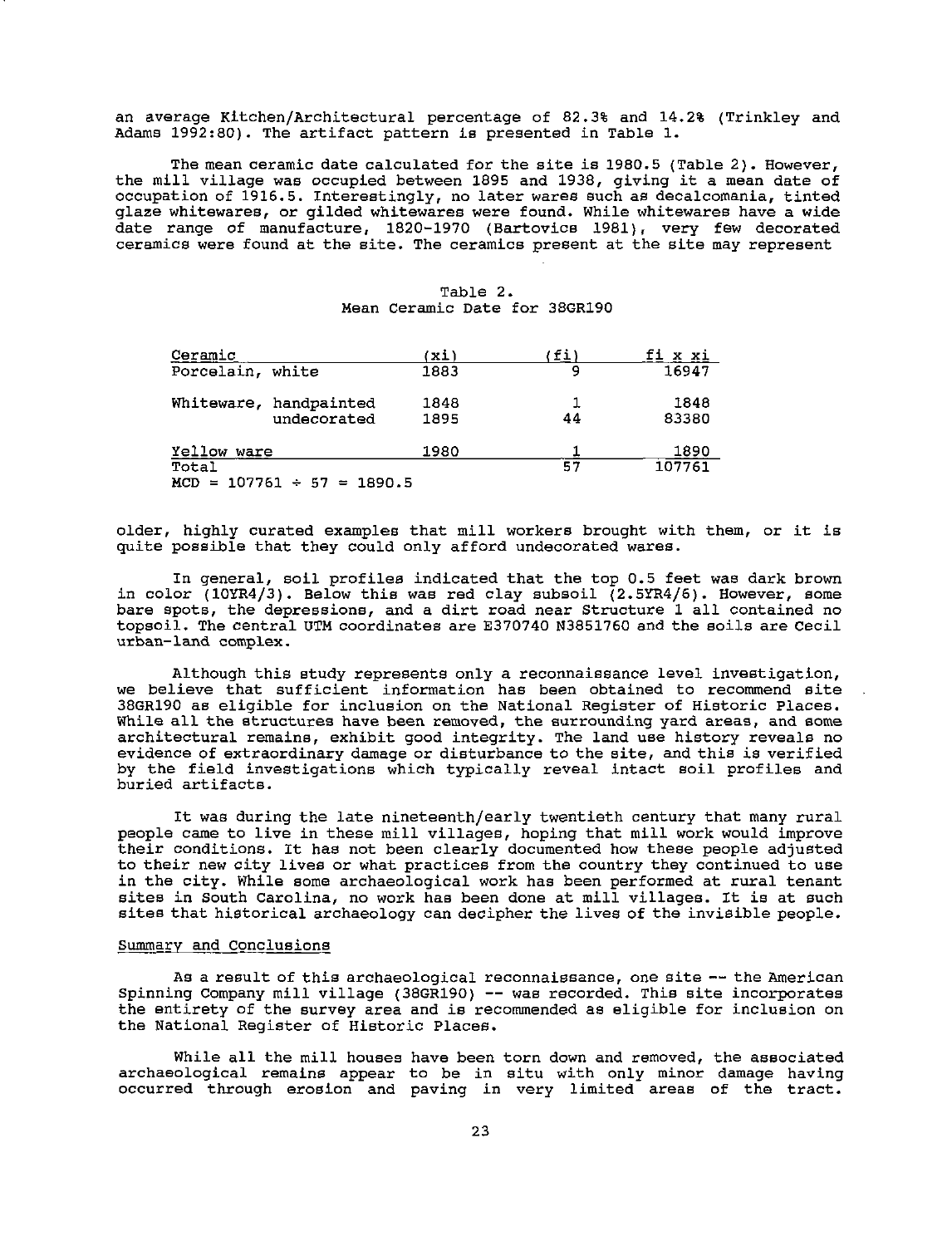an average Kitchen/Architectural percentage of 82.3% and 14.2% (Trinkley and Adams 1992:80). The artifact pattern is presented in Table 1.

The mean ceramic date calculated for the site is 1980.5 (Table 2). However, the mill village was occupied between 1895 and 1938, giving it a mean date of occupation of 1916.5. Interestingly, no later wares such as decalcomania, tinted glaze whitewares, or gilded whitewares were found. While whitewares have a wide date range of manufacture, 1820-1970 (Bartovics 1981), very few decorated ceramics were found at the site. The ceramics present at the site may represent older, highly curated examples that mill workers brought with them, or it is quite possible that they could only afford undecorated wares.

Table 2.
Mean Ceramic Date for 38GR190

| Ceramic | (xi) | (fi) | fi x xi |
|---|---|---|---|
| Porcelain, white | 1883 | 9 | 16947 |
| Whiteware, handpainted | 1848 | 1 | 1848 |
| undecorated | 1895 | 44 | 83380 |
| Yellow ware | 1980 | 1 | 1890 |
| Total | | 57 | 107761 |

MCD = 107761 ÷ 57 = 1890.5

In general, soil profiles indicated that the top 0.5 feet was dark brown in color (10YR4/3). Below this was red clay subsoil (2.5YR4/6). However, some bare spots, the depressions, and a dirt road near Structure 1 all contained no topsoil. The central UTM coordinates are E370740 N3851760 and the soils are Cecil urban-land complex.

Although this study represents only a reconnaissance level investigation, we believe that sufficient information has been obtained to recommend site 38GR190 as eligible for inclusion on the National Register of Historic Places. While all the structures have been removed, the surrounding yard areas, and some architectural remains, exhibit good integrity. The land use history reveals no evidence of extraordinary damage or disturbance to the site, and this is verified by the field investigations which typically reveal intact soil profiles and buried artifacts.

It was during the late nineteenth/early twentieth century that many rural people came to live in these mill villages, hoping that mill work would improve their conditions. It has not been clearly documented how these people adjusted to their new city lives or what practices from the country they continued to use in the city. While some archaeological work has been performed at rural tenant sites in South Carolina, no work has been done at mill villages. It is at such sites that historical archaeology can decipher the lives of the invisible people.

## Summary and Conclusions

As a result of this archaeological reconnaissance, one site -- the American Spinning Company mill village (38GR190) -- was recorded. This site incorporates the entirety of the survey area and is recommended as eligible for inclusion on the National Register of Historic Places.

While all the mill houses have been torn down and removed, the associated archaeological remains appear to be in situ with only minor damage having occurred through erosion and paving in very limited areas of the tract.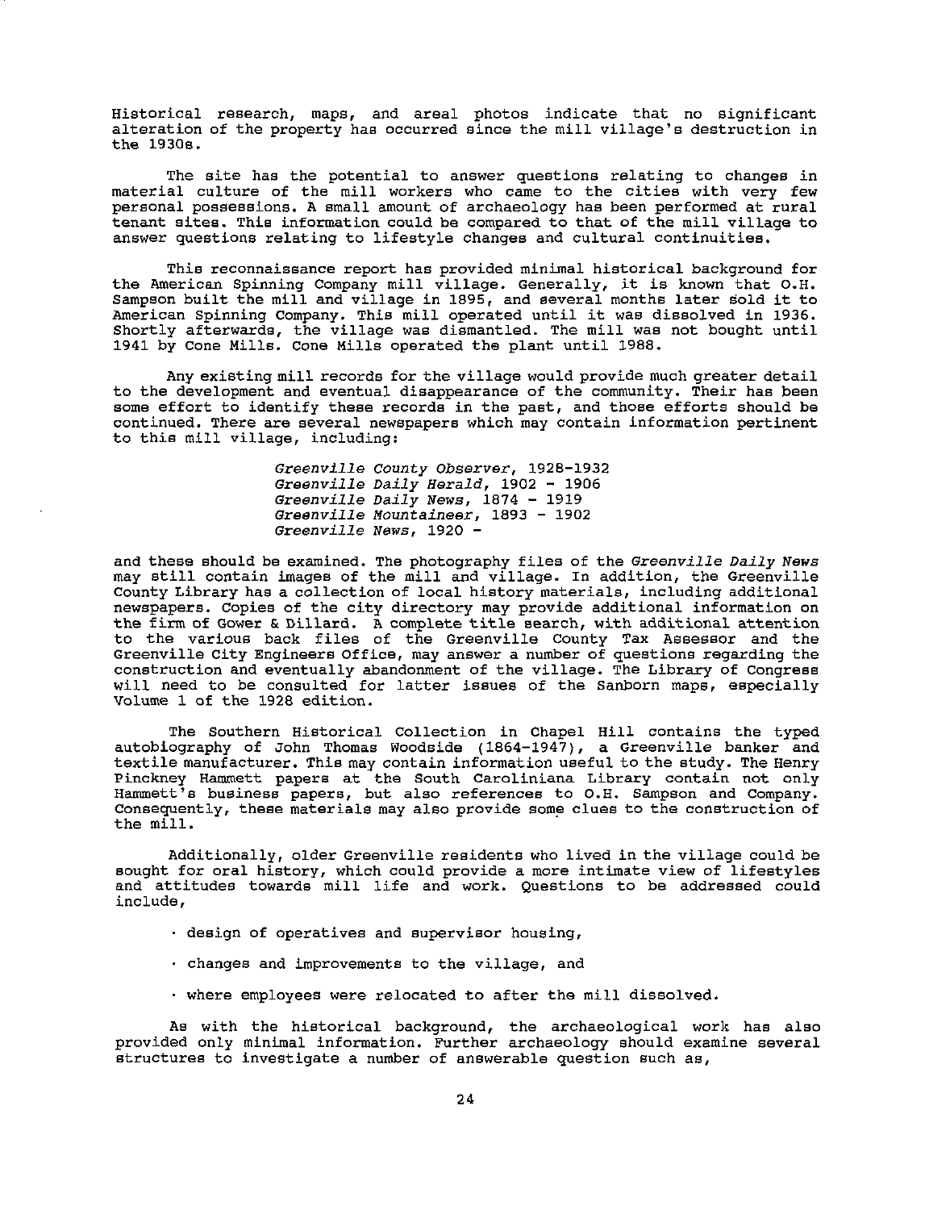Historical research, maps, and areal photos indicate that no significant alteration of the property has occurred since the mill village's destruction in the 1930s.

The site has the potential to answer questions relating to changes in material culture of the mill workers who came to the cities with very few personal possessions. A small amount of archaeology has been performed at rural tenant sites. This information could be compared to that of the mill village to answer questions relating to lifestyle changes and cultural continuities.

This reconnaissance report has provided minimal historical background for the American Spinning Company mill village. Generally, it is known that O.H. Sampson built the mill and village in 1895, and several months later sold it to American Spinning Company. This mill operated until it was dissolved in 1936. Shortly afterwards, the village was dismantled. The mill was not bought until 1941 by Cone Mills. Cone Mills operated the plant until 1988.

Any existing mill records for the village would provide much greater detail to the development and eventual disappearance of the community. Their has been some effort to identify these records in the past, and those efforts should be continued. There are several newspapers which may contain information pertinent to this mill village, including:

*Greenville County Observer*, 1928-1932
*Greenville Daily Herald*, 1902 - 1906
*Greenville Daily News*, 1874 - 1919
*Greenville Mountaineer*, 1893 - 1902
*Greenville News*, 1920 -

and these should be examined. The photography files of the *Greenville Daily News* may still contain images of the mill and village. In addition, the Greenville County Library has a collection of local history materials, including additional newspapers. Copies of the city directory may provide additional information on the firm of Gower & Dillard. A complete title search, with additional attention to the various back files of the Greenville County Tax Assessor and the Greenville City Engineers Office, may answer a number of questions regarding the construction and eventually abandonment of the village. The Library of Congress will need to be consulted for latter issues of the Sanborn maps, especially Volume 1 of the 1928 edition.

The Southern Historical Collection in Chapel Hill contains the typed autobiography of John Thomas Woodside (1864-1947), a Greenville banker and textile manufacturer. This may contain information useful to the study. The Henry Pinckney Hammett papers at the South Caroliniana Library contain not only Hammett's business papers, but also references to O.H. Sampson and Company. Consequently, these materials may also provide some clues to the construction of the mill.

Additionally, older Greenville residents who lived in the village could be sought for oral history, which could provide a more intimate view of lifestyles and attitudes towards mill life and work. Questions to be addressed could include,

- design of operatives and supervisor housing,
- changes and improvements to the village, and
- where employees were relocated to after the mill dissolved.

As with the historical background, the archaeological work has also provided only minimal information. Further archaeology should examine several structures to investigate a number of answerable question such as,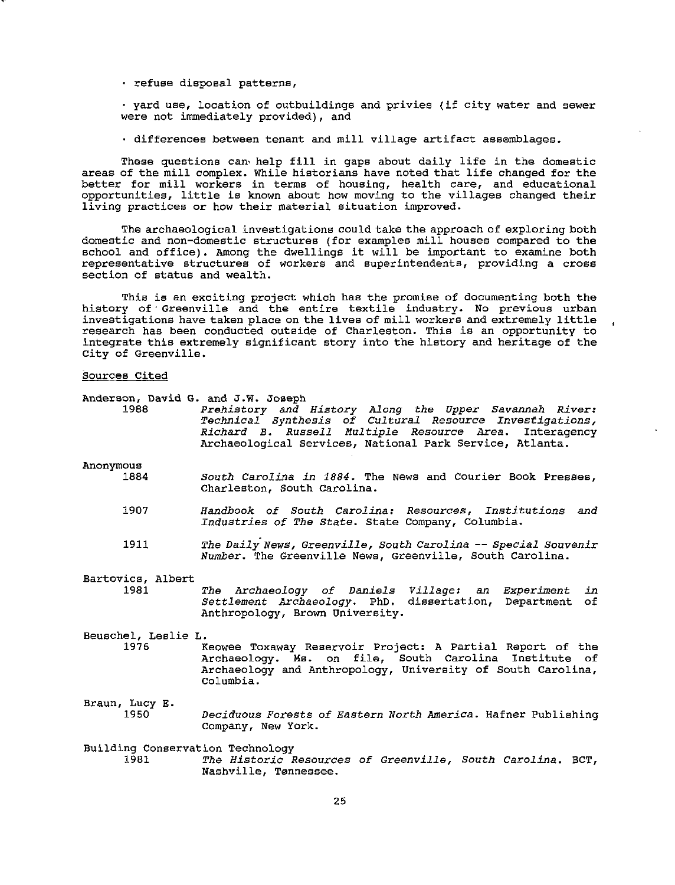- refuse disposal patterns,

- yard use, location of outbuildings and privies (if city water and sewer were not immediately provided), and

- differences between tenant and mill village artifact assemblages.

These questions can help fill in gaps about daily life in the domestic areas of the mill complex. While historians have noted that life changed for the better for mill workers in terms of housing, health care, and educational opportunities, little is known about how moving to the villages changed their living practices or how their material situation improved.

The archaeological investigations could take the approach of exploring both domestic and non-domestic structures (for examples mill houses compared to the school and office). Among the dwellings it will be important to examine both representative structures of workers and superintendents, providing a cross section of status and wealth.

This is an exciting project which has the promise of documenting both the history of Greenville and the entire textile industry. No previous urban investigations have taken place on the lives of mill workers and extremely little research has been conducted outside of Charleston. This is an opportunity to integrate this extremely significant story into the history and heritage of the City of Greenville.

## Sources Cited

Anderson, David G. and J.W. Joseph
: 1988 *Prehistory and History Along the Upper Savannah River: Technical Synthesis of Cultural Resource Investigations, Richard B. Russell Multiple Resource Area.* Interagency Archaeological Services, National Park Service, Atlanta.

Anonymous
: 1884 *South Carolina in 1884.* The News and Courier Book Presses, Charleston, South Carolina.
: 1907 *Handbook of South Carolina: Resources, Institutions and Industries of The State.* State Company, Columbia.
: 1911 *The Daily News, Greenville, South Carolina -- Special Souvenir Number.* The Greenville News, Greenville, South Carolina.

Bartovics, Albert
: 1981 *The Archaeology of Daniels Village: an Experiment in Settlement Archaeology.* PhD. dissertation, Department of Anthropology, Brown University.

Beuschel, Leslie L.
: 1976 Keowee Toxaway Reservoir Project: A Partial Report of the Archaeology. Ms. on file, South Carolina Institute of Archaeology and Anthropology, University of South Carolina, Columbia.

Braun, Lucy E.
: 1950 *Deciduous Forests of Eastern North America.* Hafner Publishing Company, New York.

Building Conservation Technology
: 1981 *The Historic Resources of Greenville, South Carolina.* BCT, Nashville, Tennessee.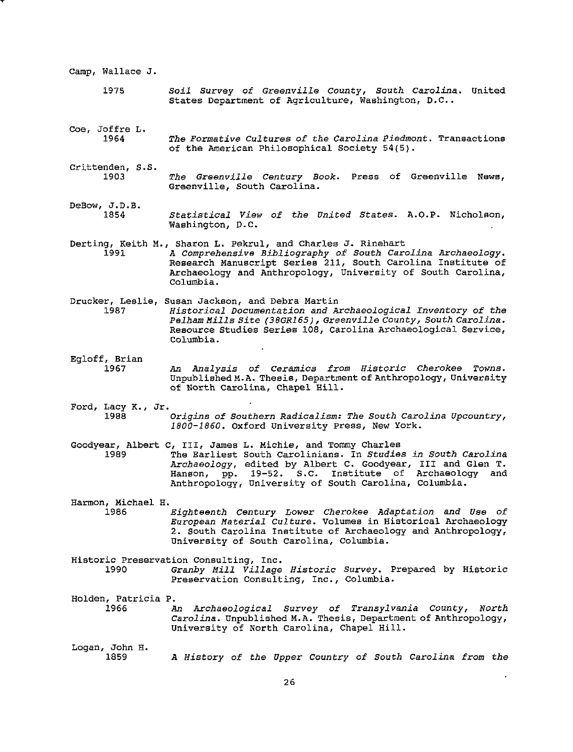Camp, Wallace J.

1975 *Soil Survey of Greenville County, South Carolina*. United States Department of Agriculture, Washington, D.C..

Coe, Joffre L.

1964 *The Formative Cultures of the Carolina Piedmont*. Transactions of the American Philosophical Society 54(5).

Crittenden, S.S.

1903 *The Greenville Century Book*. Press of Greenville News, Greenville, South Carolina.

DeBow, J.D.B.

1854 *Statistical View of the United States*. A.O.P. Nicholson, Washington, D.C.

Derting, Keith M., Sharon L. Pekrul, and Charles J. Rinehart

1991 *A Comprehensive Bibliography of South Carolina Archaeology*. Research Manuscript Series 211, South Carolina Institute of Archaeology and Anthropology, University of South Carolina, Columbia.

Drucker, Leslie, Susan Jackson, and Debra Martin

1987 *Historical Documentation and Archaeological Inventory of the Pelham Mills Site (38GR165), Greenville County, South Carolina*. Resource Studies Series 108, Carolina Archaeological Service, Columbia.

Egloff, Brian

1967 *An Analysis of Ceramics from Historic Cherokee Towns*. Unpublished M.A. Thesis, Department of Anthropology, University of North Carolina, Chapel Hill.

Ford, Lacy K., Jr.

1988 *Origins of Southern Radicalism: The South Carolina Upcountry, 1800-1860*. Oxford University Press, New York.

Goodyear, Albert C, III, James L. Michie, and Tommy Charles

1989 The Earliest South Carolinians. In *Studies in South Carolina Archaeology*, edited by Albert C. Goodyear, III and Glen T. Hanson, pp. 19-52. S.C. Institute of Archaeology and Anthropology, University of South Carolina, Columbia.

Harmon, Michael H.

1986 *Eighteenth Century Lower Cherokee Adaptation and Use of European Material Culture*. Volumes in Historical Archaeology 2. South Carolina Institute of Archaeology and Anthropology, University of South Carolina, Columbia.

Historic Preservation Consulting, Inc.

1990 *Granby Mill Village Historic Survey*. Prepared by Historic Preservation Consulting, Inc., Columbia.

Holden, Patricia P.

1966 *An Archaeological Survey of Transylvania County, North Carolina*. Unpublished M.A. Thesis, Department of Anthropology, University of North Carolina, Chapel Hill.

Logan, John H.

1859 *A History of the Upper Country of South Carolina from the*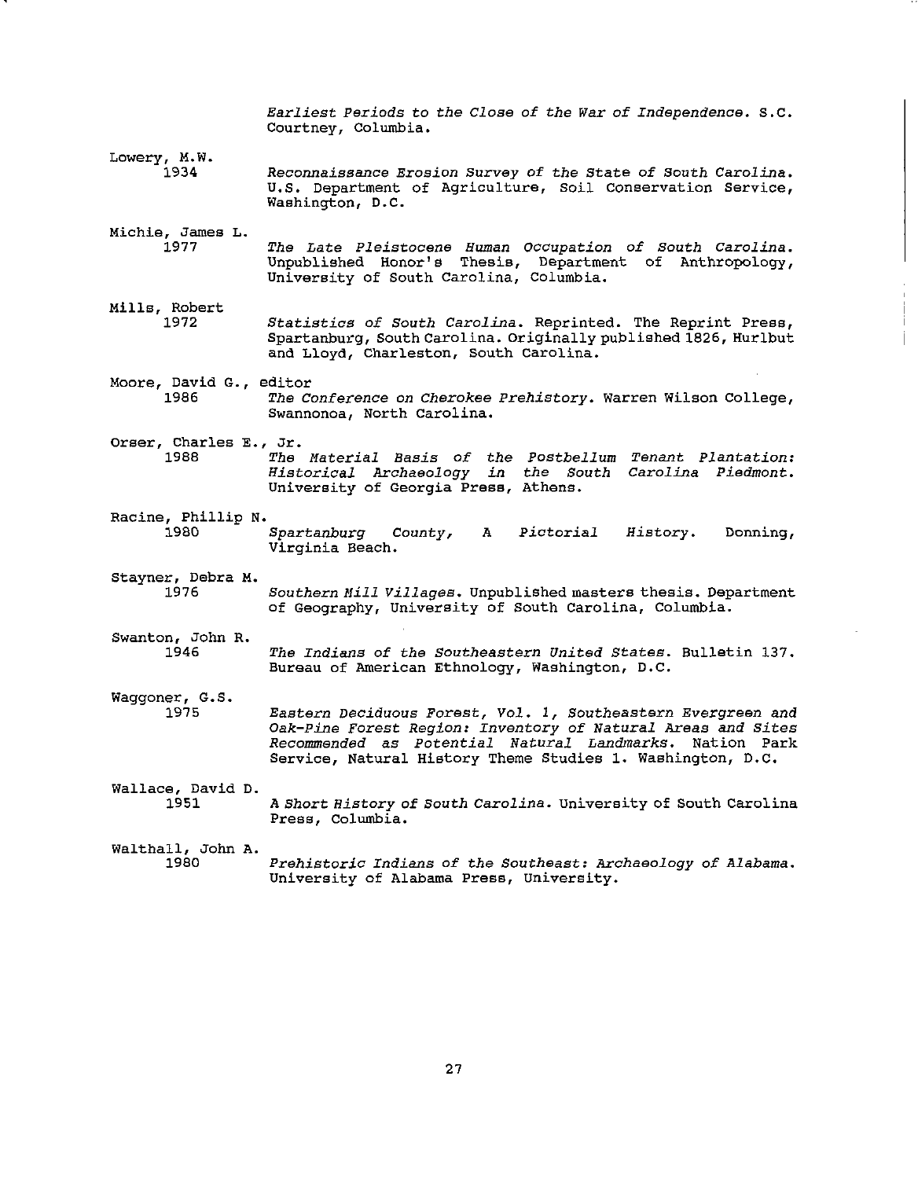*Earliest Periods to the Close of the War of Independence*. S.C. Courtney, Columbia.

Lowery, M.W.
1934 *Reconnaissance Erosion Survey of the State of South Carolina*. U.S. Department of Agriculture, Soil Conservation Service, Washington, D.C.

Michie, James L.
1977 *The Late Pleistocene Human Occupation of South Carolina*. Unpublished Honor's Thesis, Department of Anthropology, University of South Carolina, Columbia.

Mills, Robert
1972 *Statistics of South Carolina*. Reprinted. The Reprint Press, Spartanburg, South Carolina. Originally published 1826, Hurlbut and Lloyd, Charleston, South Carolina.

Moore, David G., editor
1986 *The Conference on Cherokee Prehistory*. Warren Wilson College, Swannonoa, North Carolina.

Orser, Charles E., Jr.
1988 *The Material Basis of the Postbellum Tenant Plantation: Historical Archaeology in the South Carolina Piedmont*. University of Georgia Press, Athens.

Racine, Phillip N.
1980 *Spartanburg County, A Pictorial History*. Donning, Virginia Beach.

Stayner, Debra M.
1976 *Southern Mill Villages*. Unpublished masters thesis. Department of Geography, University of South Carolina, Columbia.

Swanton, John R.
1946 *The Indians of the Southeastern United States*. Bulletin 137. Bureau of American Ethnology, Washington, D.C.

Waggoner, G.S.
1975 *Eastern Deciduous Forest, Vol. 1, Southeastern Evergreen and Oak-Pine Forest Region: Inventory of Natural Areas and Sites Recommended as Potential Natural Landmarks*. Nation Park Service, Natural History Theme Studies 1. Washington, D.C.

Wallace, David D.
1951 *A Short History of South Carolina*. University of South Carolina Press, Columbia.

Walthall, John A.
1980 *Prehistoric Indians of the Southeast: Archaeology of Alabama*. University of Alabama Press, University.